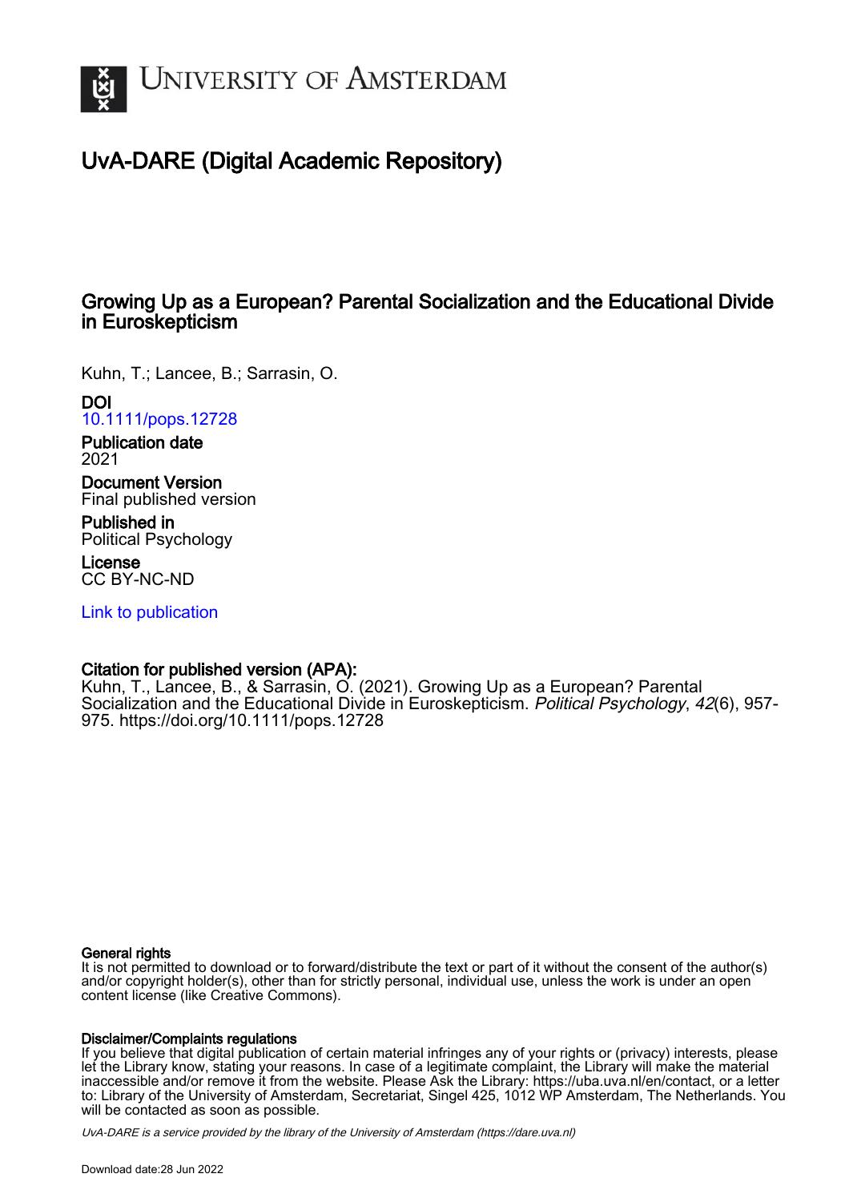# University of Amsterdam

## UvA-DARE (Digital Academic Repository)

### Growing Up as a European? Parental Socialization and the Educational Divide in Euroskepticism

Kuhn, T.; Lancee, B.; Sarrasin, O.

**DOI**
[10.1111/pops.12728](https://doi.org/10.1111/pops.12728)

**Publication date**
2021

**Document Version**
Final published version

**Published in**
Political Psychology

**License**
CC BY-NC-ND

[Link to publication](https://dare.uva.nl/personal/pure/en/publications/growing-up-as-a-european-parental-socialization-and-the-educational-divide-in-euroskepticism(8e1a5b04-8d45-4a09-a5fb-6e4e9a2e4ea1).html)

**Citation for published version (APA):**
Kuhn, T., Lancee, B., & Sarrasin, O. (2021). Growing Up as a European? Parental Socialization and the Educational Divide in Euroskepticism. *Political Psychology*, *42*(6), 957-975. https://doi.org/10.1111/pops.12728

**General rights**
It is not permitted to download or to forward/distribute the text or part of it without the consent of the author(s) and/or copyright holder(s), other than for strictly personal, individual use, unless the work is under an open content license (like Creative Commons).

**Disclaimer/Complaints regulations**
If you believe that digital publication of certain material infringes any of your rights or (privacy) interests, please let the Library know, stating your reasons. In case of a legitimate complaint, the Library will make the material inaccessible and/or remove it from the website. Please Ask the Library: https://uba.uva.nl/en/contact, or a letter to: Library of the University of Amsterdam, Secretariat, Singel 425, 1012 WP Amsterdam, The Netherlands. You will be contacted as soon as possible.

*UvA-DARE is a service provided by the library of the University of Amsterdam (https://dare.uva.nl)*

Download date:28 Jun 2022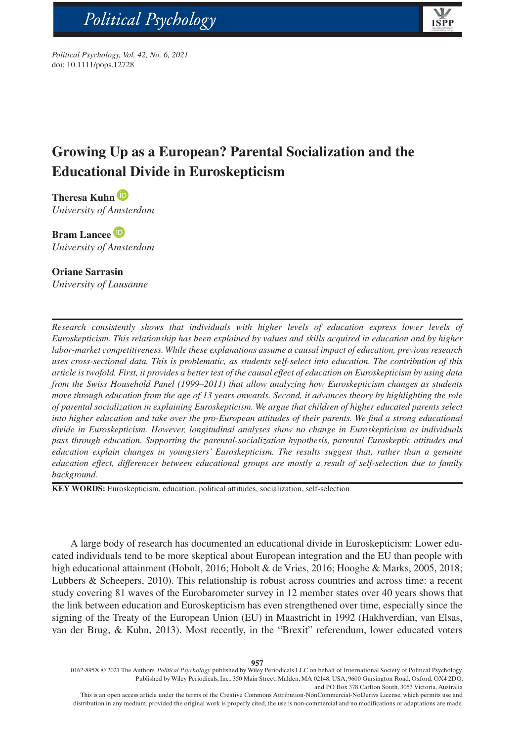# Growing Up as a European? Parental Socialization and the Educational Divide in Euroskepticism

**Theresa Kuhn**
*University of Amsterdam*

**Bram Lancee**
*University of Amsterdam*

**Oriane Sarrasin**
*University of Lausanne*

*Research consistently shows that individuals with higher levels of education express lower levels of Euroskepticism. This relationship has been explained by values and skills acquired in education and by higher labor-market competitiveness. While these explanations assume a causal impact of education, previous research uses cross-sectional data. This is problematic, as students self-select into education. The contribution of this article is twofold. First, it provides a better test of the causal effect of education on Euroskepticism by using data from the Swiss Household Panel (1999–2011) that allow analyzing how Euroskepticism changes as students move through education from the age of 13 years onwards. Second, it advances theory by highlighting the role of parental socialization in explaining Euroskepticism. We argue that children of higher educated parents select into higher education and take over the pro-European attitudes of their parents. We find a strong educational divide in Euroskepticism. However, longitudinal analyses show no change in Euroskepticism as individuals pass through education. Supporting the parental-socialization hypothesis, parental Euroskeptic attitudes and education explain changes in youngsters' Euroskepticism. The results suggest that, rather than a genuine education effect, differences between educational groups are mostly a result of self-selection due to family background.*

**KEY WORDS:** Euroskepticism, education, political attitudes, socialization, self-selection

A large body of research has documented an educational divide in Euroskepticism: Lower educated individuals tend to be more skeptical about European integration and the EU than people with high educational attainment (Hobolt, 2016; Hobolt & de Vries, 2016; Hooghe & Marks, 2005, 2018; Lubbers & Scheepers, 2010). This relationship is robust across countries and across time: a recent study covering 81 waves of the Eurobarometer survey in 12 member states over 40 years shows that the link between education and Euroskepticism has even strengthened over time, especially since the signing of the Treaty of the European Union (EU) in Maastricht in 1992 (Hakhverdian, van Elsas, van der Brug, & Kuhn, 2013). Most recently, in the "Brexit" referendum, lower educated voters

0162-895X © 2021 The Authors. *Political Psychology* published by Wiley Periodicals LLC on behalf of International Society of Political Psychology. Published by Wiley Periodicals, Inc., 350 Main Street, Malden, MA 02148, USA, 9600 Garsington Road, Oxford, OX4 2DQ, and PO Box 378 Carlton South, 3053 Victoria, Australia

This is an open access article under the terms of the Creative Commons Attribution-NonCommercial-NoDerivs License, which permits use and distribution in any medium, provided the original work is properly cited, the use is non-commercial and no modifications or adaptations are made.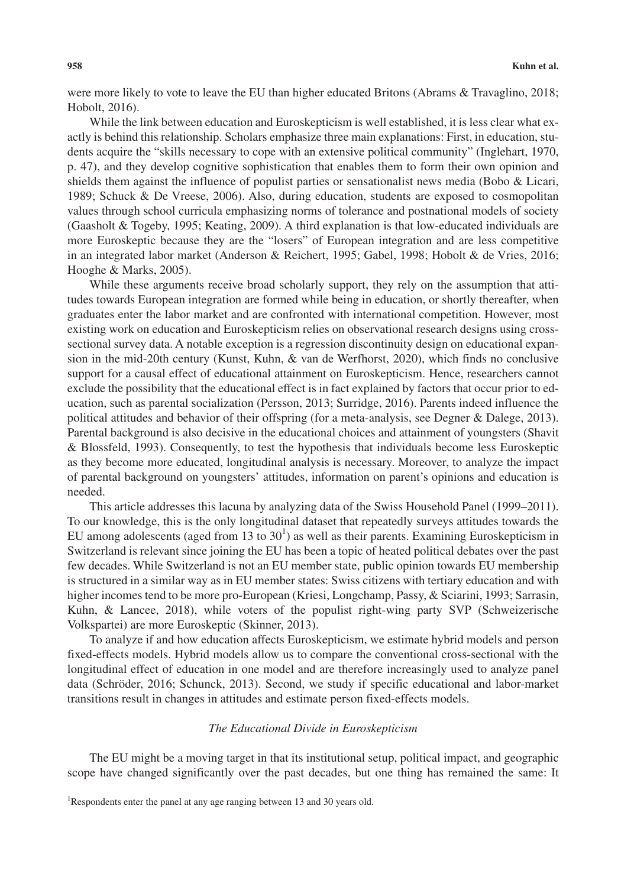were more likely to vote to leave the EU than higher educated Britons (Abrams & Travaglino, 2018; Hobolt, 2016).

While the link between education and Euroskepticism is well established, it is less clear what exactly is behind this relationship. Scholars emphasize three main explanations: First, in education, students acquire the "skills necessary to cope with an extensive political community" (Inglehart, 1970, p. 47), and they develop cognitive sophistication that enables them to form their own opinion and shields them against the influence of populist parties or sensationalist news media (Bobo & Licari, 1989; Schuck & De Vreese, 2006). Also, during education, students are exposed to cosmopolitan values through school curricula emphasizing norms of tolerance and postnational models of society (Gaasholt & Togeby, 1995; Keating, 2009). A third explanation is that low-educated individuals are more Euroskeptic because they are the "losers" of European integration and are less competitive in an integrated labor market (Anderson & Reichert, 1995; Gabel, 1998; Hobolt & de Vries, 2016; Hooghe & Marks, 2005).

While these arguments receive broad scholarly support, they rely on the assumption that attitudes towards European integration are formed while being in education, or shortly thereafter, when graduates enter the labor market and are confronted with international competition. However, most existing work on education and Euroskepticism relies on observational research designs using cross-sectional survey data. A notable exception is a regression discontinuity design on educational expansion in the mid-20th century (Kunst, Kuhn, & van de Werfhorst, 2020), which finds no conclusive support for a causal effect of educational attainment on Euroskepticism. Hence, researchers cannot exclude the possibility that the educational effect is in fact explained by factors that occur prior to education, such as parental socialization (Persson, 2013; Surridge, 2016). Parents indeed influence the political attitudes and behavior of their offspring (for a meta-analysis, see Degner & Dalege, 2013). Parental background is also decisive in the educational choices and attainment of youngsters (Shavit & Blossfeld, 1993). Consequently, to test the hypothesis that individuals become less Euroskeptic as they become more educated, longitudinal analysis is necessary. Moreover, to analyze the impact of parental background on youngsters' attitudes, information on parent's opinions and education is needed.

This article addresses this lacuna by analyzing data of the Swiss Household Panel (1999–2011). To our knowledge, this is the only longitudinal dataset that repeatedly surveys attitudes towards the EU among adolescents (aged from 13 to 30[1]) as well as their parents. Examining Euroskepticism in Switzerland is relevant since joining the EU has been a topic of heated political debates over the past few decades. While Switzerland is not an EU member state, public opinion towards EU membership is structured in a similar way as in EU member states: Swiss citizens with tertiary education and with higher incomes tend to be more pro-European (Kriesi, Longchamp, Passy, & Sciarini, 1993; Sarrasin, Kuhn, & Lancee, 2018), while voters of the populist right-wing party SVP (Schweizerische Volkspartei) are more Euroskeptic (Skinner, 2013).

To analyze if and how education affects Euroskepticism, we estimate hybrid models and person fixed-effects models. Hybrid models allow us to compare the conventional cross-sectional with the longitudinal effect of education in one model and are therefore increasingly used to analyze panel data (Schröder, 2016; Schunck, 2013). Second, we study if specific educational and labor-market transitions result in changes in attitudes and estimate person fixed-effects models.

## *The Educational Divide in Euroskepticism*

The EU might be a moving target in that its institutional setup, political impact, and geographic scope have changed significantly over the past decades, but one thing has remained the same: It

[1] Respondents enter the panel at any age ranging between 13 and 30 years old.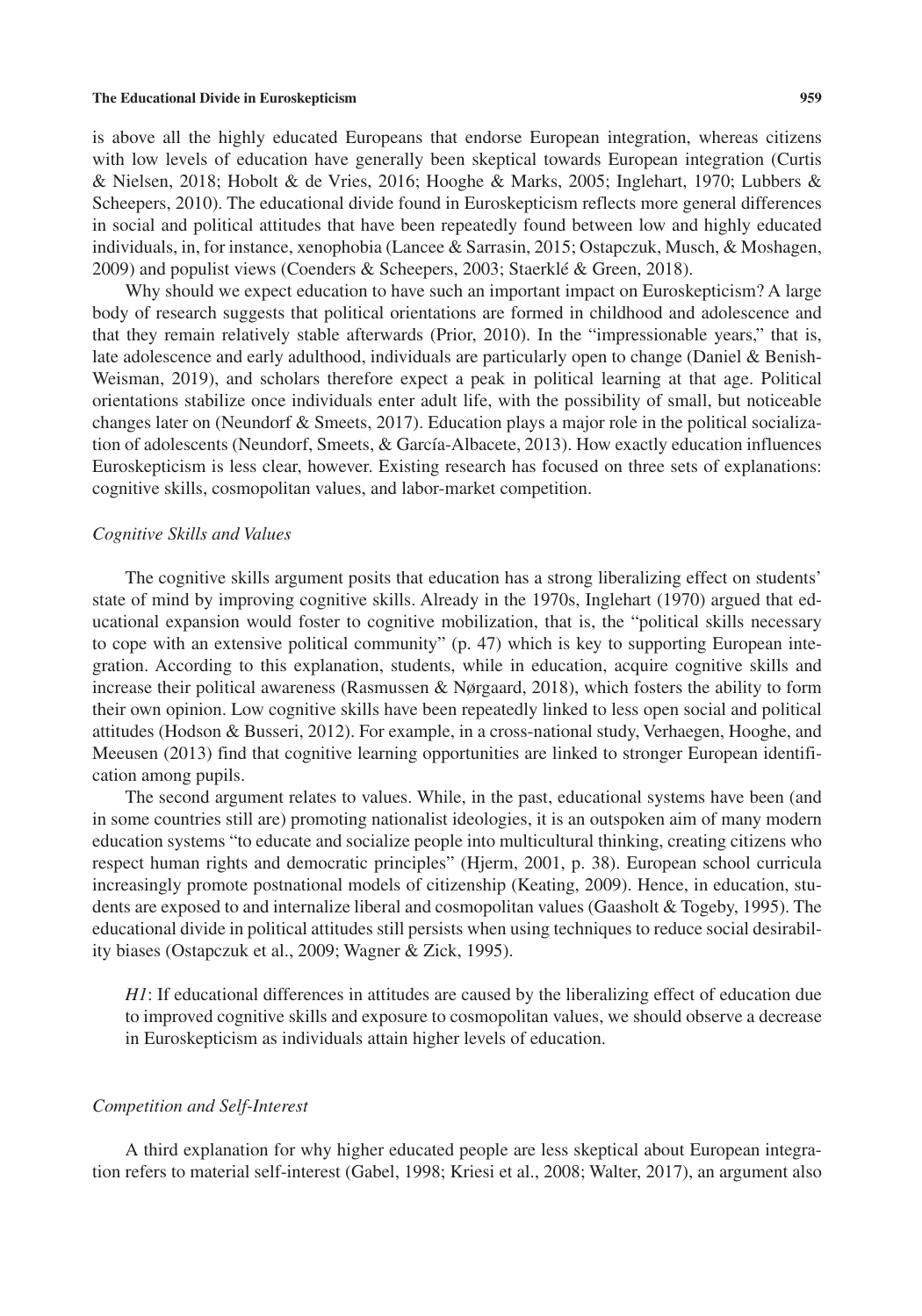is above all the highly educated Europeans that endorse European integration, whereas citizens with low levels of education have generally been skeptical towards European integration (Curtis & Nielsen, 2018; Hobolt & de Vries, 2016; Hooghe & Marks, 2005; Inglehart, 1970; Lubbers & Scheepers, 2010). The educational divide found in Euroskepticism reflects more general differences in social and political attitudes that have been repeatedly found between low and highly educated individuals, in, for instance, xenophobia (Lancee & Sarrasin, 2015; Ostapczuk, Musch, & Moshagen, 2009) and populist views (Coenders & Scheepers, 2003; Staerklé & Green, 2018).

Why should we expect education to have such an important impact on Euroskepticism? A large body of research suggests that political orientations are formed in childhood and adolescence and that they remain relatively stable afterwards (Prior, 2010). In the "impressionable years," that is, late adolescence and early adulthood, individuals are particularly open to change (Daniel & Benish-Weisman, 2019), and scholars therefore expect a peak in political learning at that age. Political orientations stabilize once individuals enter adult life, with the possibility of small, but noticeable changes later on (Neundorf & Smeets, 2017). Education plays a major role in the political socialization of adolescents (Neundorf, Smeets, & García-Albacete, 2013). How exactly education influences Euroskepticism is less clear, however. Existing research has focused on three sets of explanations: cognitive skills, cosmopolitan values, and labor-market competition.

### *Cognitive Skills and Values*

The cognitive skills argument posits that education has a strong liberalizing effect on students' state of mind by improving cognitive skills. Already in the 1970s, Inglehart (1970) argued that educational expansion would foster to cognitive mobilization, that is, the "political skills necessary to cope with an extensive political community" (p. 47) which is key to supporting European integration. According to this explanation, students, while in education, acquire cognitive skills and increase their political awareness (Rasmussen & Nørgaard, 2018), which fosters the ability to form their own opinion. Low cognitive skills have been repeatedly linked to less open social and political attitudes (Hodson & Busseri, 2012). For example, in a cross-national study, Verhaegen, Hooghe, and Meeusen (2013) find that cognitive learning opportunities are linked to stronger European identification among pupils.

The second argument relates to values. While, in the past, educational systems have been (and in some countries still are) promoting nationalist ideologies, it is an outspoken aim of many modern education systems "to educate and socialize people into multicultural thinking, creating citizens who respect human rights and democratic principles" (Hjerm, 2001, p. 38). European school curricula increasingly promote postnational models of citizenship (Keating, 2009). Hence, in education, students are exposed to and internalize liberal and cosmopolitan values (Gaasholt & Togeby, 1995). The educational divide in political attitudes still persists when using techniques to reduce social desirability biases (Ostapczuk et al., 2009; Wagner & Zick, 1995).

> *H1*: If educational differences in attitudes are caused by the liberalizing effect of education due to improved cognitive skills and exposure to cosmopolitan values, we should observe a decrease in Euroskepticism as individuals attain higher levels of education.

### *Competition and Self-Interest*

A third explanation for why higher educated people are less skeptical about European integration refers to material self-interest (Gabel, 1998; Kriesi et al., 2008; Walter, 2017), an argument also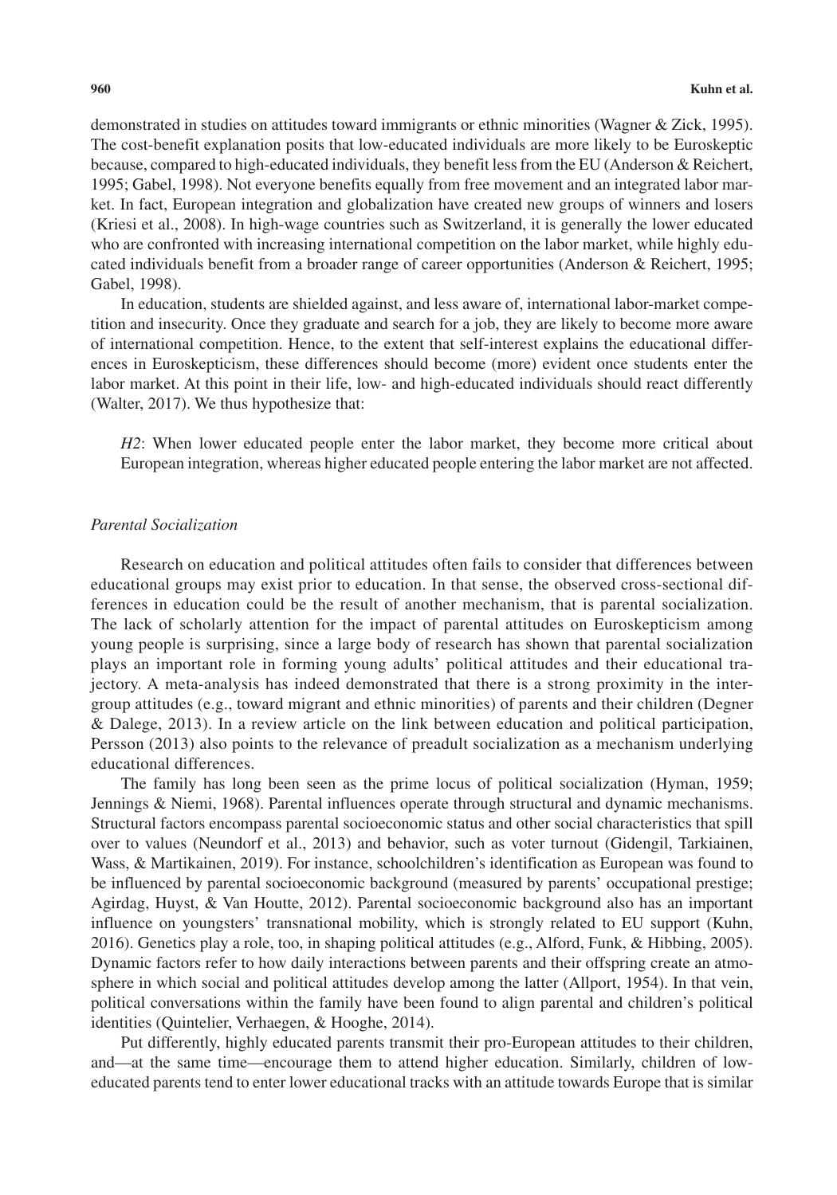demonstrated in studies on attitudes toward immigrants or ethnic minorities (Wagner & Zick, 1995). The cost-benefit explanation posits that low-educated individuals are more likely to be Euroskeptic because, compared to high-educated individuals, they benefit less from the EU (Anderson & Reichert, 1995; Gabel, 1998). Not everyone benefits equally from free movement and an integrated labor market. In fact, European integration and globalization have created new groups of winners and losers (Kriesi et al., 2008). In high-wage countries such as Switzerland, it is generally the lower educated who are confronted with increasing international competition on the labor market, while highly educated individuals benefit from a broader range of career opportunities (Anderson & Reichert, 1995; Gabel, 1998).

In education, students are shielded against, and less aware of, international labor-market competition and insecurity. Once they graduate and search for a job, they are likely to become more aware of international competition. Hence, to the extent that self-interest explains the educational differences in Euroskepticism, these differences should become (more) evident once students enter the labor market. At this point in their life, low- and high-educated individuals should react differently (Walter, 2017). We thus hypothesize that:

> *H2*: When lower educated people enter the labor market, they become more critical about European integration, whereas higher educated people entering the labor market are not affected.

### *Parental Socialization*

Research on education and political attitudes often fails to consider that differences between educational groups may exist prior to education. In that sense, the observed cross-sectional differences in education could be the result of another mechanism, that is parental socialization. The lack of scholarly attention for the impact of parental attitudes on Euroskepticism among young people is surprising, since a large body of research has shown that parental socialization plays an important role in forming young adults' political attitudes and their educational trajectory. A meta-analysis has indeed demonstrated that there is a strong proximity in the intergroup attitudes (e.g., toward migrant and ethnic minorities) of parents and their children (Degner & Dalege, 2013). In a review article on the link between education and political participation, Persson (2013) also points to the relevance of preadult socialization as a mechanism underlying educational differences.

The family has long been seen as the prime locus of political socialization (Hyman, 1959; Jennings & Niemi, 1968). Parental influences operate through structural and dynamic mechanisms. Structural factors encompass parental socioeconomic status and other social characteristics that spill over to values (Neundorf et al., 2013) and behavior, such as voter turnout (Gidengil, Tarkiainen, Wass, & Martikainen, 2019). For instance, schoolchildren's identification as European was found to be influenced by parental socioeconomic background (measured by parents' occupational prestige; Agirdag, Huyst, & Van Houtte, 2012). Parental socioeconomic background also has an important influence on youngsters' transnational mobility, which is strongly related to EU support (Kuhn, 2016). Genetics play a role, too, in shaping political attitudes (e.g., Alford, Funk, & Hibbing, 2005). Dynamic factors refer to how daily interactions between parents and their offspring create an atmosphere in which social and political attitudes develop among the latter (Allport, 1954). In that vein, political conversations within the family have been found to align parental and children's political identities (Quintelier, Verhaegen, & Hooghe, 2014).

Put differently, highly educated parents transmit their pro-European attitudes to their children, and—at the same time—encourage them to attend higher education. Similarly, children of low-educated parents tend to enter lower educational tracks with an attitude towards Europe that is similar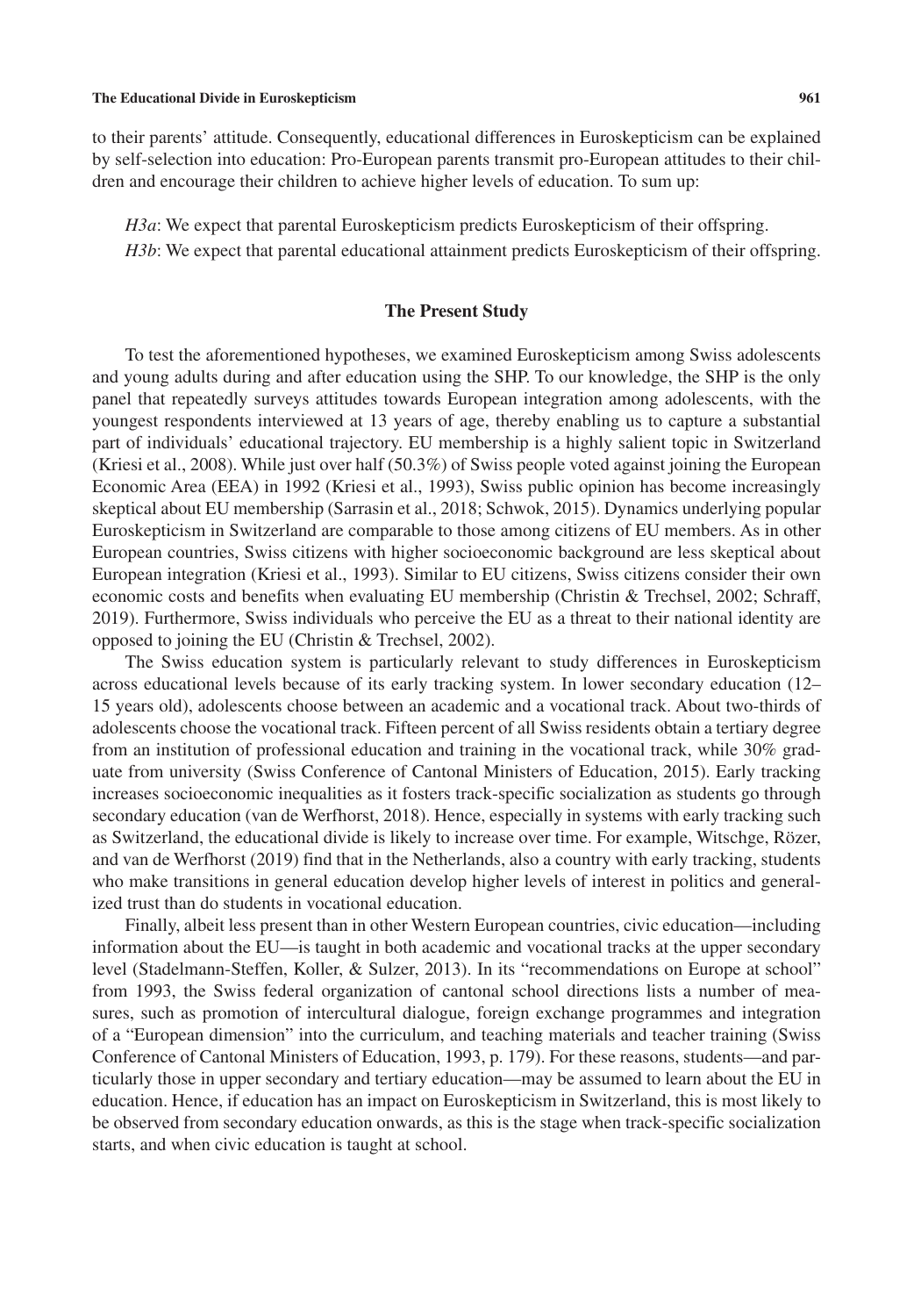to their parents' attitude. Consequently, educational differences in Euroskepticism can be explained by self-selection into education: Pro-European parents transmit pro-European attitudes to their children and encourage their children to achieve higher levels of education. To sum up:

*H3a*: We expect that parental Euroskepticism predicts Euroskepticism of their offspring.

*H3b*: We expect that parental educational attainment predicts Euroskepticism of their offspring.

## The Present Study

To test the aforementioned hypotheses, we examined Euroskepticism among Swiss adolescents and young adults during and after education using the SHP. To our knowledge, the SHP is the only panel that repeatedly surveys attitudes towards European integration among adolescents, with the youngest respondents interviewed at 13 years of age, thereby enabling us to capture a substantial part of individuals' educational trajectory. EU membership is a highly salient topic in Switzerland (Kriesi et al., 2008). While just over half (50.3%) of Swiss people voted against joining the European Economic Area (EEA) in 1992 (Kriesi et al., 1993), Swiss public opinion has become increasingly skeptical about EU membership (Sarrasin et al., 2018; Schwok, 2015). Dynamics underlying popular Euroskepticism in Switzerland are comparable to those among citizens of EU members. As in other European countries, Swiss citizens with higher socioeconomic background are less skeptical about European integration (Kriesi et al., 1993). Similar to EU citizens, Swiss citizens consider their own economic costs and benefits when evaluating EU membership (Christin & Trechsel, 2002; Schraff, 2019). Furthermore, Swiss individuals who perceive the EU as a threat to their national identity are opposed to joining the EU (Christin & Trechsel, 2002).

The Swiss education system is particularly relevant to study differences in Euroskepticism across educational levels because of its early tracking system. In lower secondary education (12–15 years old), adolescents choose between an academic and a vocational track. About two-thirds of adolescents choose the vocational track. Fifteen percent of all Swiss residents obtain a tertiary degree from an institution of professional education and training in the vocational track, while 30% graduate from university (Swiss Conference of Cantonal Ministers of Education, 2015). Early tracking increases socioeconomic inequalities as it fosters track-specific socialization as students go through secondary education (van de Werfhorst, 2018). Hence, especially in systems with early tracking such as Switzerland, the educational divide is likely to increase over time. For example, Witschge, Rözer, and van de Werfhorst (2019) find that in the Netherlands, also a country with early tracking, students who make transitions in general education develop higher levels of interest in politics and generalized trust than do students in vocational education.

Finally, albeit less present than in other Western European countries, civic education—including information about the EU—is taught in both academic and vocational tracks at the upper secondary level (Stadelmann-Steffen, Koller, & Sulzer, 2013). In its "recommendations on Europe at school" from 1993, the Swiss federal organization of cantonal school directions lists a number of measures, such as promotion of intercultural dialogue, foreign exchange programmes and integration of a "European dimension" into the curriculum, and teaching materials and teacher training (Swiss Conference of Cantonal Ministers of Education, 1993, p. 179). For these reasons, students—and particularly those in upper secondary and tertiary education—may be assumed to learn about the EU in education. Hence, if education has an impact on Euroskepticism in Switzerland, this is most likely to be observed from secondary education onwards, as this is the stage when track-specific socialization starts, and when civic education is taught at school.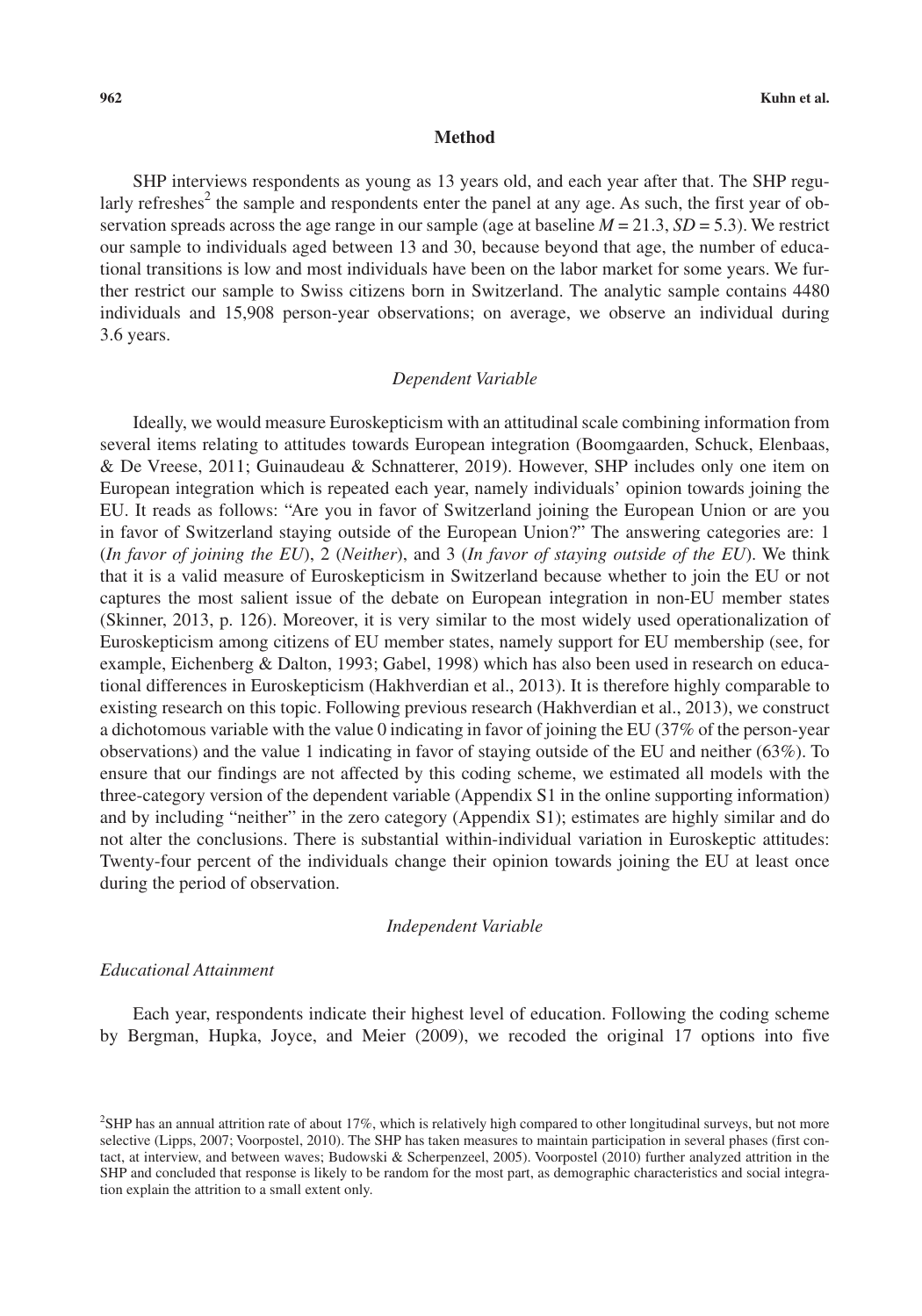## Method

SHP interviews respondents as young as 13 years old, and each year after that. The SHP regularly refreshes[2] the sample and respondents enter the panel at any age. As such, the first year of observation spreads across the age range in our sample (age at baseline $M = 21.3$, $SD = 5.3$). We restrict our sample to individuals aged between 13 and 30, because beyond that age, the number of educational transitions is low and most individuals have been on the labor market for some years. We further restrict our sample to Swiss citizens born in Switzerland. The analytic sample contains 4480 individuals and 15,908 person-year observations; on average, we observe an individual during 3.6 years.

### *Dependent Variable*

Ideally, we would measure Euroskepticism with an attitudinal scale combining information from several items relating to attitudes towards European integration (Boomgaarden, Schuck, Elenbaas, & De Vreese, 2011; Guinaudeau & Schnatterer, 2019). However, SHP includes only one item on European integration which is repeated each year, namely individuals' opinion towards joining the EU. It reads as follows: "Are you in favor of Switzerland joining the European Union or are you in favor of Switzerland staying outside of the European Union?" The answering categories are: 1 (*In favor of joining the EU*), 2 (*Neither*), and 3 (*In favor of staying outside of the EU*). We think that it is a valid measure of Euroskepticism in Switzerland because whether to join the EU or not captures the most salient issue of the debate on European integration in non-EU member states (Skinner, 2013, p. 126). Moreover, it is very similar to the most widely used operationalization of Euroskepticism among citizens of EU member states, namely support for EU membership (see, for example, Eichenberg & Dalton, 1993; Gabel, 1998) which has also been used in research on educational differences in Euroskepticism (Hakhverdian et al., 2013). It is therefore highly comparable to existing research on this topic. Following previous research (Hakhverdian et al., 2013), we construct a dichotomous variable with the value 0 indicating in favor of joining the EU (37% of the person-year observations) and the value 1 indicating in favor of staying outside of the EU and neither (63%). To ensure that our findings are not affected by this coding scheme, we estimated all models with the three-category version of the dependent variable (Appendix S1 in the online supporting information) and by including "neither" in the zero category (Appendix S1); estimates are highly similar and do not alter the conclusions. There is substantial within-individual variation in Euroskeptic attitudes: Twenty-four percent of the individuals change their opinion towards joining the EU at least once during the period of observation.

### *Independent Variable*

#### *Educational Attainment*

Each year, respondents indicate their highest level of education. Following the coding scheme by Bergman, Hupka, Joyce, and Meier (2009), we recoded the original 17 options into five

[2]SHP has an annual attrition rate of about 17%, which is relatively high compared to other longitudinal surveys, but not more selective (Lipps, 2007; Voorpostel, 2010). The SHP has taken measures to maintain participation in several phases (first contact, at interview, and between waves; Budowski & Scherpenzeel, 2005). Voorpostel (2010) further analyzed attrition in the SHP and concluded that response is likely to be random for the most part, as demographic characteristics and social integration explain the attrition to a small extent only.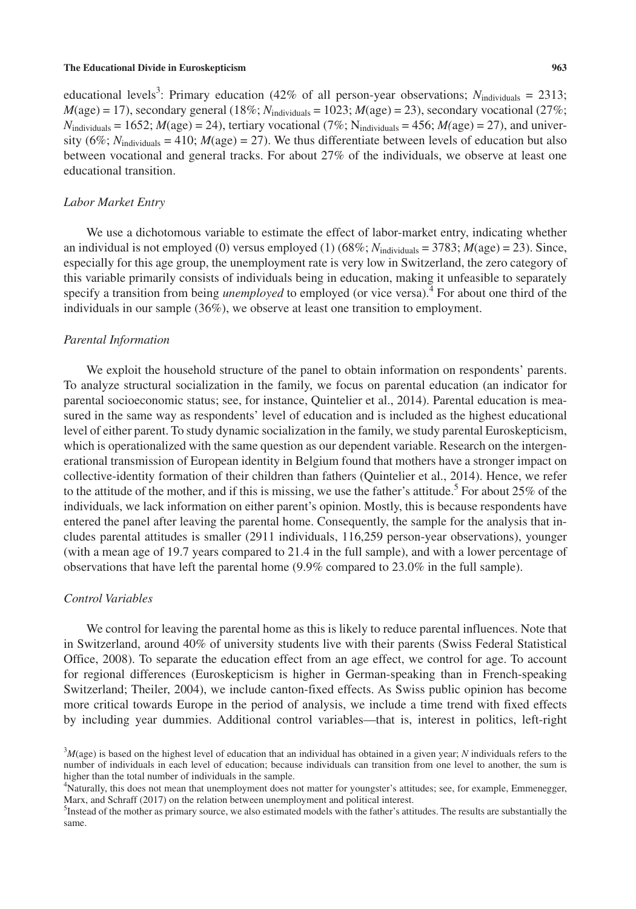educational levels[3]: Primary education (42% of all person-year observations; $N_{\text{individuals}}$ = 2313; $M$(age) = 17), secondary general (18%; $N_{\text{individuals}}$ = 1023; $M$(age) = 23), secondary vocational (27%; $N_{\text{individuals}}$ = 1652; $M$(age) = 24), tertiary vocational (7%; $N_{\text{individuals}}$ = 456; $M$(age) = 27), and university (6%; $N_{\text{individuals}}$ = 410; $M$(age) = 27). We thus differentiate between levels of education but also between vocational and general tracks. For about 27% of the individuals, we observe at least one educational transition.

### *Labor Market Entry*

We use a dichotomous variable to estimate the effect of labor-market entry, indicating whether an individual is not employed (0) versus employed (1) (68%; $N_{\text{individuals}}$ = 3783; $M$(age) = 23). Since, especially for this age group, the unemployment rate is very low in Switzerland, the zero category of this variable primarily consists of individuals being in education, making it unfeasible to separately specify a transition from being *unemployed* to employed (or vice versa).[4] For about one third of the individuals in our sample (36%), we observe at least one transition to employment.

### *Parental Information*

We exploit the household structure of the panel to obtain information on respondents' parents. To analyze structural socialization in the family, we focus on parental education (an indicator for parental socioeconomic status; see, for instance, Quintelier et al., 2014). Parental education is measured in the same way as respondents' level of education and is included as the highest educational level of either parent. To study dynamic socialization in the family, we study parental Euroskepticism, which is operationalized with the same question as our dependent variable. Research on the intergenerational transmission of European identity in Belgium found that mothers have a stronger impact on collective-identity formation of their children than fathers (Quintelier et al., 2014). Hence, we refer to the attitude of the mother, and if this is missing, we use the father's attitude.[5] For about 25% of the individuals, we lack information on either parent's opinion. Mostly, this is because respondents have entered the panel after leaving the parental home. Consequently, the sample for the analysis that includes parental attitudes is smaller (2911 individuals, 116,259 person-year observations), younger (with a mean age of 19.7 years compared to 21.4 in the full sample), and with a lower percentage of observations that have left the parental home (9.9% compared to 23.0% in the full sample).

### *Control Variables*

We control for leaving the parental home as this is likely to reduce parental influences. Note that in Switzerland, around 40% of university students live with their parents (Swiss Federal Statistical Office, 2008). To separate the education effect from an age effect, we control for age. To account for regional differences (Euroskepticism is higher in German-speaking than in French-speaking Switzerland; Theiler, 2004), we include canton-fixed effects. As Swiss public opinion has become more critical towards Europe in the period of analysis, we include a time trend with fixed effects by including year dummies. Additional control variables—that is, interest in politics, left-right

---

[3] $M$(age) is based on the highest level of education that an individual has obtained in a given year; $N$ individuals refers to the number of individuals in each level of education; because individuals can transition from one level to another, the sum is higher than the total number of individuals in the sample.

[4] Naturally, this does not mean that unemployment does not matter for youngster's attitudes; see, for example, Emmenegger, Marx, and Schraff (2017) on the relation between unemployment and political interest.

[5] Instead of the mother as primary source, we also estimated models with the father's attitudes. The results are substantially the same.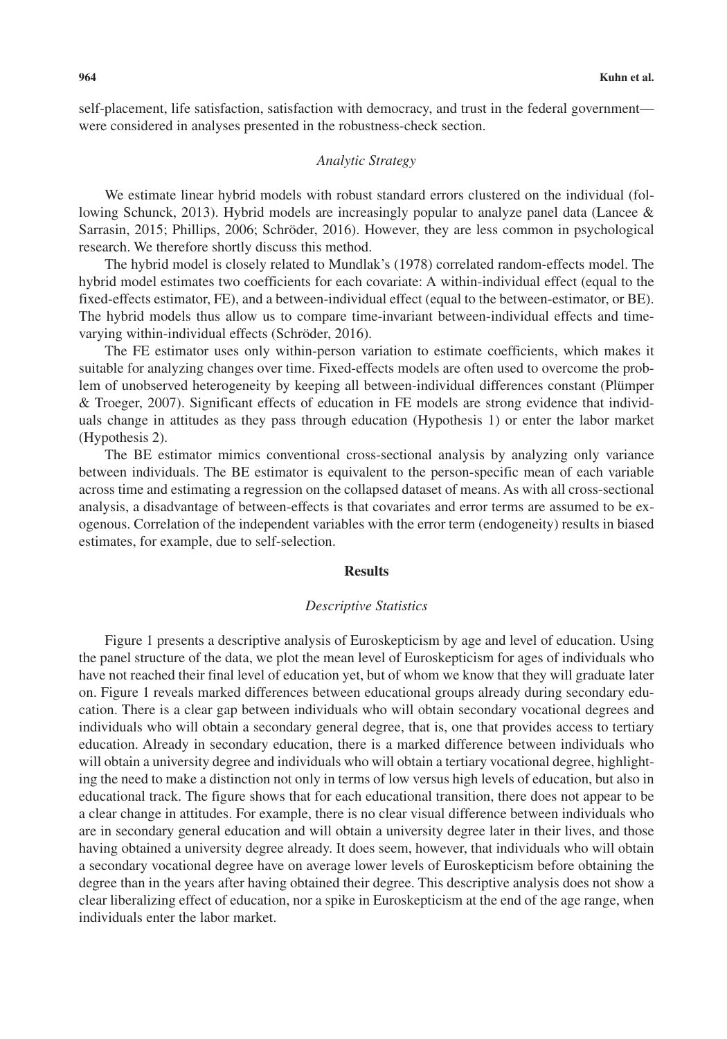self-placement, life satisfaction, satisfaction with democracy, and trust in the federal government—were considered in analyses presented in the robustness-check section.

### *Analytic Strategy*

We estimate linear hybrid models with robust standard errors clustered on the individual (following Schunck, 2013). Hybrid models are increasingly popular to analyze panel data (Lancee & Sarrasin, 2015; Phillips, 2006; Schröder, 2016). However, they are less common in psychological research. We therefore shortly discuss this method.

The hybrid model is closely related to Mundlak's (1978) correlated random-effects model. The hybrid model estimates two coefficients for each covariate: A within-individual effect (equal to the fixed-effects estimator, FE), and a between-individual effect (equal to the between-estimator, or BE). The hybrid models thus allow us to compare time-invariant between-individual effects and time-varying within-individual effects (Schröder, 2016).

The FE estimator uses only within-person variation to estimate coefficients, which makes it suitable for analyzing changes over time. Fixed-effects models are often used to overcome the problem of unobserved heterogeneity by keeping all between-individual differences constant (Plümper & Troeger, 2007). Significant effects of education in FE models are strong evidence that individuals change in attitudes as they pass through education (Hypothesis 1) or enter the labor market (Hypothesis 2).

The BE estimator mimics conventional cross-sectional analysis by analyzing only variance between individuals. The BE estimator is equivalent to the person-specific mean of each variable across time and estimating a regression on the collapsed dataset of means. As with all cross-sectional analysis, a disadvantage of between-effects is that covariates and error terms are assumed to be exogenous. Correlation of the independent variables with the error term (endogeneity) results in biased estimates, for example, due to self-selection.

## Results

### *Descriptive Statistics*

Figure 1 presents a descriptive analysis of Euroskepticism by age and level of education. Using the panel structure of the data, we plot the mean level of Euroskepticism for ages of individuals who have not reached their final level of education yet, but of whom we know that they will graduate later on. Figure 1 reveals marked differences between educational groups already during secondary education. There is a clear gap between individuals who will obtain secondary vocational degrees and individuals who will obtain a secondary general degree, that is, one that provides access to tertiary education. Already in secondary education, there is a marked difference between individuals who will obtain a university degree and individuals who will obtain a tertiary vocational degree, highlighting the need to make a distinction not only in terms of low versus high levels of education, but also in educational track. The figure shows that for each educational transition, there does not appear to be a clear change in attitudes. For example, there is no clear visual difference between individuals who are in secondary general education and will obtain a university degree later in their lives, and those having obtained a university degree already. It does seem, however, that individuals who will obtain a secondary vocational degree have on average lower levels of Euroskepticism before obtaining the degree than in the years after having obtained their degree. This descriptive analysis does not show a clear liberalizing effect of education, nor a spike in Euroskepticism at the end of the age range, when individuals enter the labor market.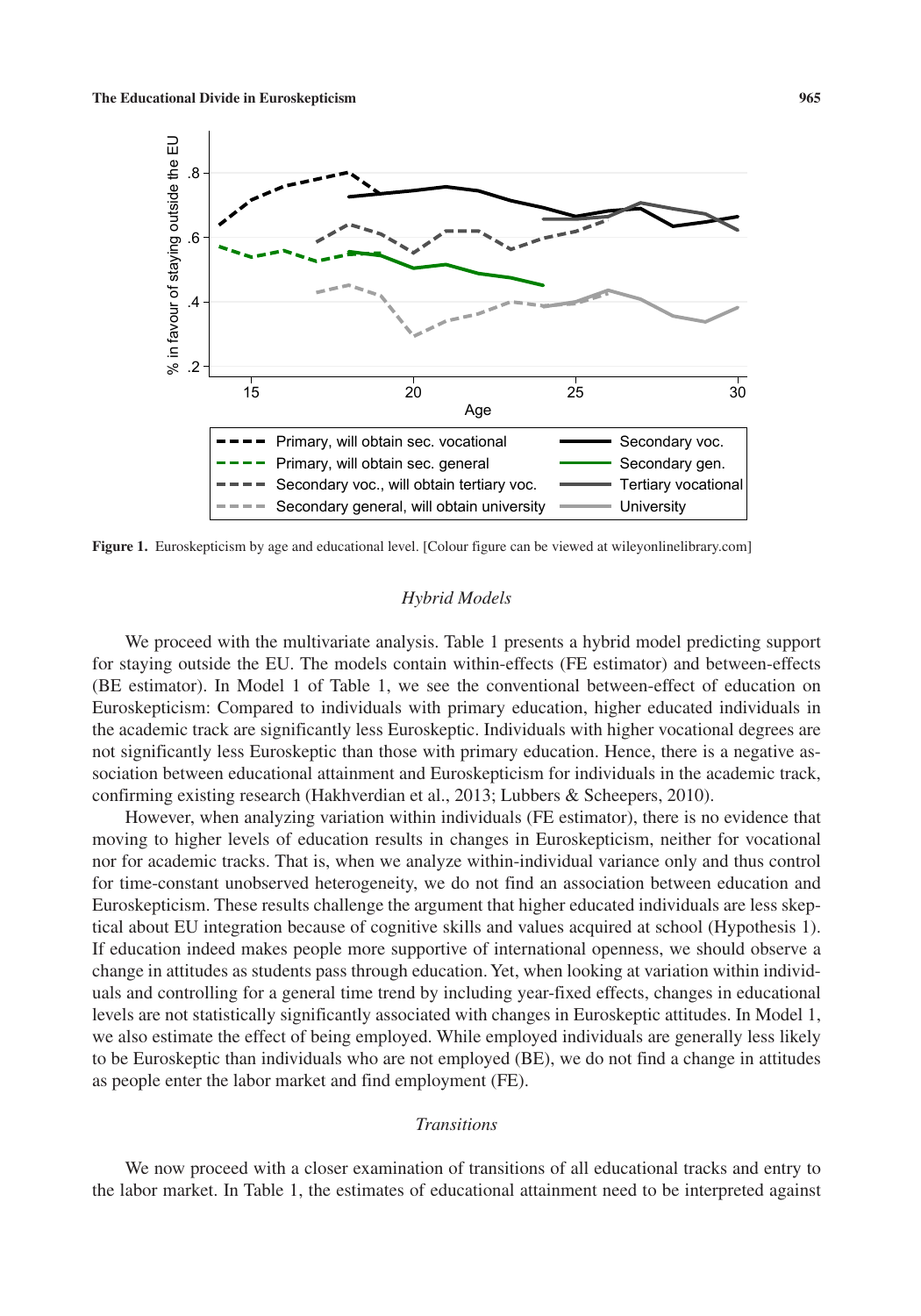% in favour of staying outside the EU

.8

.6

.4

.2

15

20

25

30

Age

Primary, will obtain sec. vocational

Primary, will obtain sec. general

Secondary voc., will obtain tertiary voc.

Secondary general, will obtain university

Secondary voc.

Secondary gen.

Tertiary vocational

University

**Figure 1.** Euroskepticism by age and educational level. [Colour figure can be viewed at wileyonlinelibrary.com]

### *Hybrid Models*

We proceed with the multivariate analysis. Table 1 presents a hybrid model predicting support for staying outside the EU. The models contain within-effects (FE estimator) and between-effects (BE estimator). In Model 1 of Table 1, we see the conventional between-effect of education on Euroskepticism: Compared to individuals with primary education, higher educated individuals in the academic track are significantly less Euroskeptic. Individuals with higher vocational degrees are not significantly less Euroskeptic than those with primary education. Hence, there is a negative association between educational attainment and Euroskepticism for individuals in the academic track, confirming existing research (Hakhverdian et al., 2013; Lubbers & Scheepers, 2010).

However, when analyzing variation within individuals (FE estimator), there is no evidence that moving to higher levels of education results in changes in Euroskepticism, neither for vocational nor for academic tracks. That is, when we analyze within-individual variance only and thus control for time-constant unobserved heterogeneity, we do not find an association between education and Euroskepticism. These results challenge the argument that higher educated individuals are less skeptical about EU integration because of cognitive skills and values acquired at school (Hypothesis 1). If education indeed makes people more supportive of international openness, we should observe a change in attitudes as students pass through education. Yet, when looking at variation within individuals and controlling for a general time trend by including year-fixed effects, changes in educational levels are not statistically significantly associated with changes in Euroskeptic attitudes. In Model 1, we also estimate the effect of being employed. While employed individuals are generally less likely to be Euroskeptic than individuals who are not employed (BE), we do not find a change in attitudes as people enter the labor market and find employment (FE).

### *Transitions*

We now proceed with a closer examination of transitions of all educational tracks and entry to the labor market. In Table 1, the estimates of educational attainment need to be interpreted against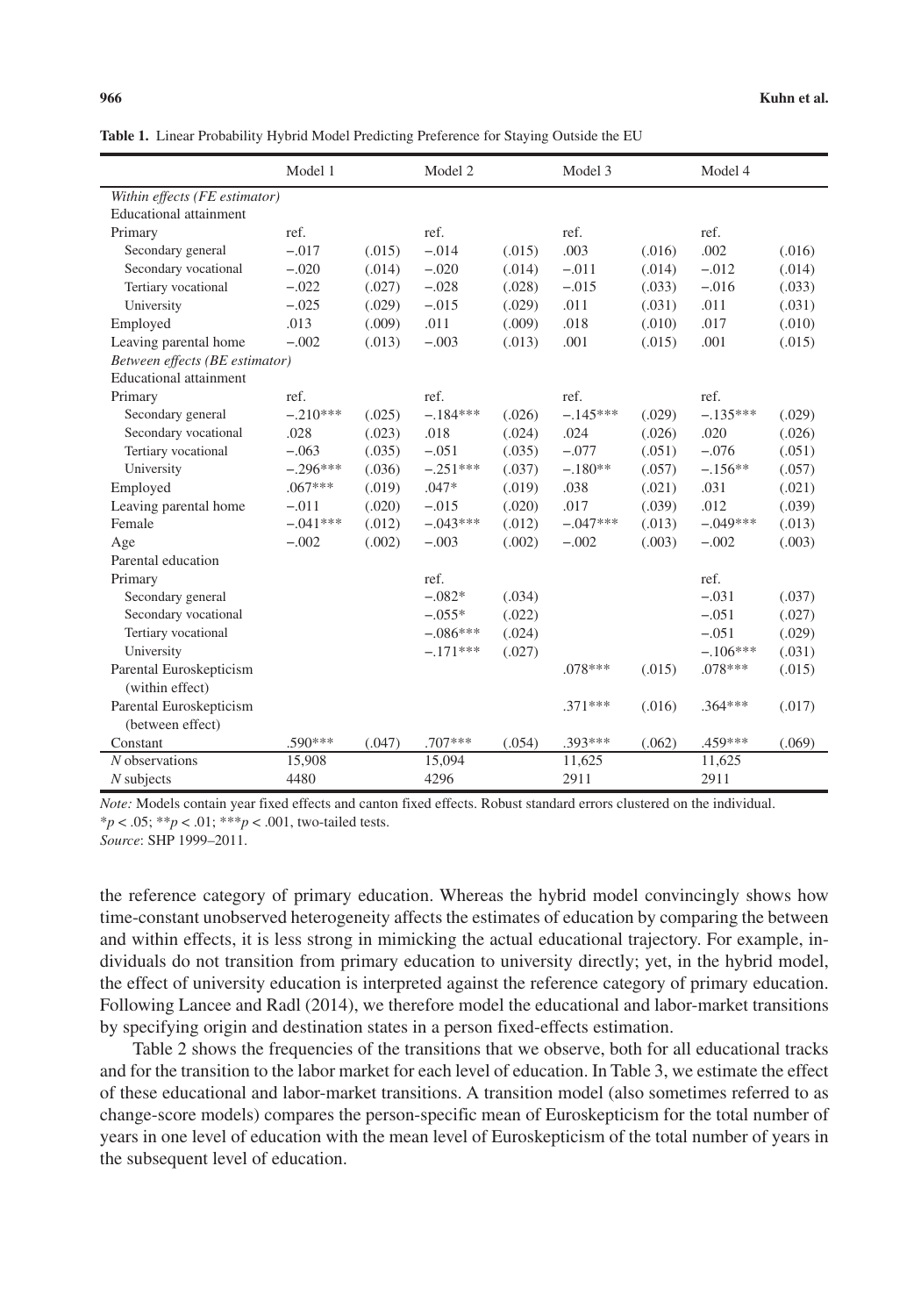**Table 1.** Linear Probability Hybrid Model Predicting Preference for Staying Outside the EU

| | Model 1 | | Model 2 | | Model 3 | | Model 4 | |
|---|---|---|---|---|---|---|---|---|
| *Within effects (FE estimator)* | | | | | | | | |
| Educational attainment | | | | | | | | |
| Primary | ref. | | ref. | | ref. | | ref. | |
| Secondary general | −.017 | (.015) | −.014 | (.015) | .003 | (.016) | .002 | (.016) |
| Secondary vocational | −.020 | (.014) | −.020 | (.014) | −.011 | (.014) | −.012 | (.014) |
| Tertiary vocational | −.022 | (.027) | −.028 | (.028) | −.015 | (.033) | −.016 | (.033) |
| University | −.025 | (.029) | −.015 | (.029) | .011 | (.031) | .011 | (.031) |
| Employed | .013 | (.009) | .011 | (.009) | .018 | (.010) | .017 | (.010) |
| Leaving parental home | −.002 | (.013) | −.003 | (.013) | .001 | (.015) | .001 | (.015) |
| *Between effects (BE estimator)* | | | | | | | | |
| Educational attainment | | | | | | | | |
| Primary | ref. | | ref. | | ref. | | ref. | |
| Secondary general | −.210*** | (.025) | −.184*** | (.026) | −.145*** | (.029) | −.135*** | (.029) |
| Secondary vocational | .028 | (.023) | .018 | (.024) | .024 | (.026) | .020 | (.026) |
| Tertiary vocational | −.063 | (.035) | −.051 | (.035) | −.077 | (.051) | −.076 | (.051) |
| University | −.296*** | (.036) | −.251*** | (.037) | −.180** | (.057) | −.156** | (.057) |
| Employed | .067*** | (.019) | .047* | (.019) | .038 | (.021) | .031 | (.021) |
| Leaving parental home | −.011 | (.020) | −.015 | (.020) | .017 | (.039) | .012 | (.039) |
| Female | −.041*** | (.012) | −.043*** | (.012) | −.047*** | (.013) | −.049*** | (.013) |
| Age | −.002 | (.002) | −.003 | (.002) | −.002 | (.003) | −.002 | (.003) |
| Parental education | | | | | | | | |
| Primary | | | ref. | | | | ref. | |
| Secondary general | | | −.082* | (.034) | | | −.031 | (.037) |
| Secondary vocational | | | −.055* | (.022) | | | −.051 | (.027) |
| Tertiary vocational | | | −.086*** | (.024) | | | −.051 | (.029) |
| University | | | −.171*** | (.027) | | | −.106*** | (.031) |
| Parental Euroskepticism (within effect) | | | | | .078*** | (.015) | .078*** | (.015) |
| Parental Euroskepticism (between effect) | | | | | .371*** | (.016) | .364*** | (.017) |
| Constant | .590*** | (.047) | .707*** | (.054) | .393*** | (.062) | .459*** | (.069) |
| *N* observations | 15,908 | | 15,094 | | 11,625 | | 11,625 | |
| *N* subjects | 4480 | | 4296 | | 2911 | | 2911 | |

*Note:* Models contain year fixed effects and canton fixed effects. Robust standard errors clustered on the individual.
$^{*}p < .05$; $^{**}p < .01$; $^{***}p < .001$, two-tailed tests.
*Source*: SHP 1999–2011.

the reference category of primary education. Whereas the hybrid model convincingly shows how time-constant unobserved heterogeneity affects the estimates of education by comparing the between and within effects, it is less strong in mimicking the actual educational trajectory. For example, individuals do not transition from primary education to university directly; yet, in the hybrid model, the effect of university education is interpreted against the reference category of primary education. Following Lancee and Radl (2014), we therefore model the educational and labor-market transitions by specifying origin and destination states in a person fixed-effects estimation.

Table 2 shows the frequencies of the transitions that we observe, both for all educational tracks and for the transition to the labor market for each level of education. In Table 3, we estimate the effect of these educational and labor-market transitions. A transition model (also sometimes referred to as change-score models) compares the person-specific mean of Euroskepticism for the total number of years in one level of education with the mean level of Euroskepticism of the total number of years in the subsequent level of education.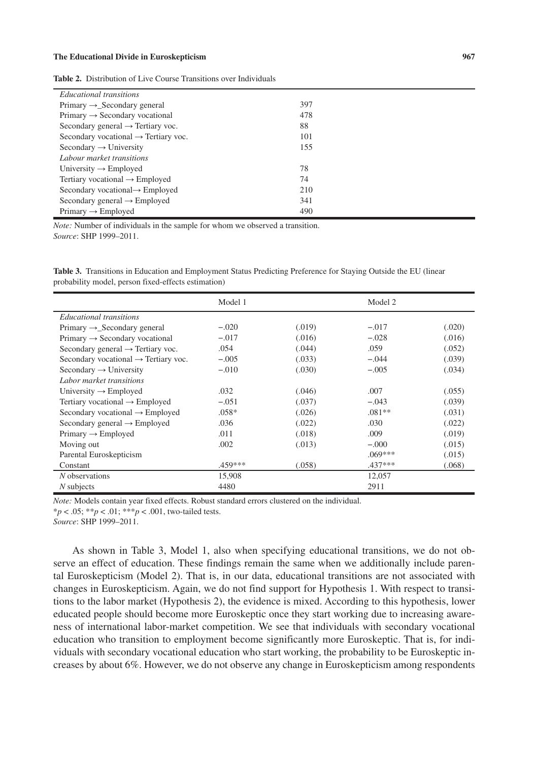**Table 2.** Distribution of Live Course Transitions over Individuals

| | |
|---|---|
| *Educational transitions* | |
| Primary →_Secondary general | 397 |
| Primary → Secondary vocational | 478 |
| Secondary general → Tertiary voc. | 88 |
| Secondary vocational → Tertiary voc. | 101 |
| Secondary → University | 155 |
| *Labour market transitions* | |
| University → Employed | 78 |
| Tertiary vocational → Employed | 74 |
| Secondary vocational→ Employed | 210 |
| Secondary general → Employed | 341 |
| Primary → Employed | 490 |

*Note:* Number of individuals in the sample for whom we observed a transition.
*Source*: SHP 1999–2011.

**Table 3.** Transitions in Education and Employment Status Predicting Preference for Staying Outside the EU (linear probability model, person fixed-effects estimation)

| | Model 1 | | Model 2 | |
|---|---|---|---|---|
| *Educational transitions* | | | | |
| Primary →_Secondary general | −.020 | (.019) | −.017 | (.020) |
| Primary → Secondary vocational | −.017 | (.016) | −.028 | (.016) |
| Secondary general → Tertiary voc. | .054 | (.044) | .059 | (.052) |
| Secondary vocational → Tertiary voc. | −.005 | (.033) | −.044 | (.039) |
| Secondary → University | −.010 | (.030) | −.005 | (.034) |
| *Labor market transitions* | | | | |
| University → Employed | .032 | (.046) | .007 | (.055) |
| Tertiary vocational → Employed | −.051 | (.037) | −.043 | (.039) |
| Secondary vocational → Employed | .058* | (.026) | .081** | (.031) |
| Secondary general → Employed | .036 | (.022) | .030 | (.022) |
| Primary → Employed | .011 | (.018) | .009 | (.019) |
| Moving out | .002 | (.013) | −.000 | (.015) |
| Parental Euroskepticism | | | .069*** | (.015) |
| Constant | .459*** | (.058) | .437*** | (.068) |
| *N* observations | 15,908 | | 12,057 | |
| *N* subjects | 4480 | | 2911 | |

*Note:* Models contain year fixed effects. Robust standard errors clustered on the individual.
*$p < .05$; **$p < .01$; ***$p < .001$, two-tailed tests.
*Source*: SHP 1999–2011.

As shown in Table 3, Model 1, also when specifying educational transitions, we do not observe an effect of education. These findings remain the same when we additionally include parental Euroskepticism (Model 2). That is, in our data, educational transitions are not associated with changes in Euroskepticism. Again, we do not find support for Hypothesis 1. With respect to transitions to the labor market (Hypothesis 2), the evidence is mixed. According to this hypothesis, lower educated people should become more Euroskeptic once they start working due to increasing awareness of international labor-market competition. We see that individuals with secondary vocational education who transition to employment become significantly more Euroskeptic. That is, for individuals with secondary vocational education who start working, the probability to be Euroskeptic increases by about 6%. However, we do not observe any change in Euroskepticism among respondents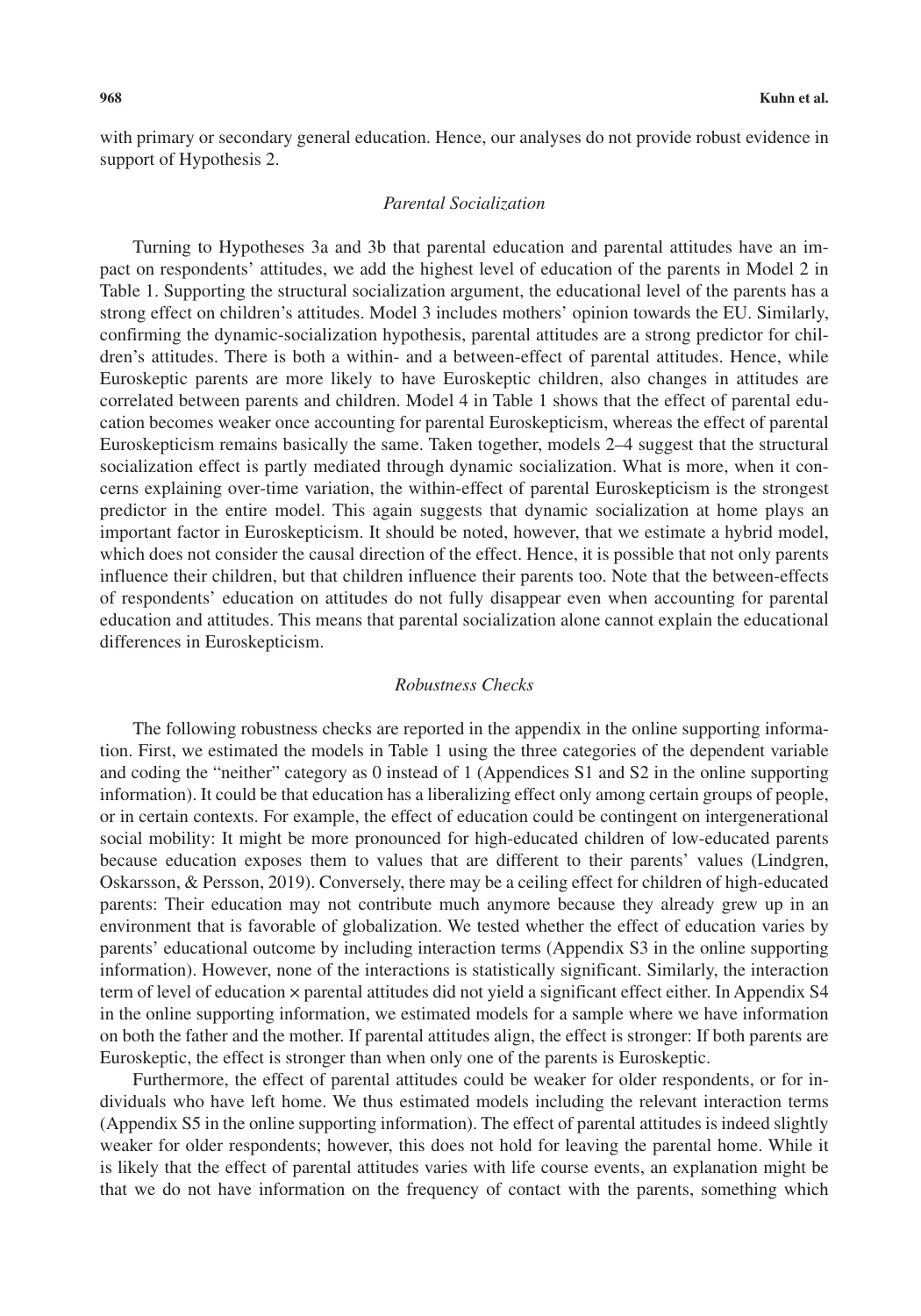with primary or secondary general education. Hence, our analyses do not provide robust evidence in support of Hypothesis 2.

### *Parental Socialization*

Turning to Hypotheses 3a and 3b that parental education and parental attitudes have an impact on respondents' attitudes, we add the highest level of education of the parents in Model 2 in Table 1. Supporting the structural socialization argument, the educational level of the parents has a strong effect on children's attitudes. Model 3 includes mothers' opinion towards the EU. Similarly, confirming the dynamic-socialization hypothesis, parental attitudes are a strong predictor for children's attitudes. There is both a within- and a between-effect of parental attitudes. Hence, while Euroskeptic parents are more likely to have Euroskeptic children, also changes in attitudes are correlated between parents and children. Model 4 in Table 1 shows that the effect of parental education becomes weaker once accounting for parental Euroskepticism, whereas the effect of parental Euroskepticism remains basically the same. Taken together, models 2–4 suggest that the structural socialization effect is partly mediated through dynamic socialization. What is more, when it concerns explaining over-time variation, the within-effect of parental Euroskepticism is the strongest predictor in the entire model. This again suggests that dynamic socialization at home plays an important factor in Euroskepticism. It should be noted, however, that we estimate a hybrid model, which does not consider the causal direction of the effect. Hence, it is possible that not only parents influence their children, but that children influence their parents too. Note that the between-effects of respondents' education on attitudes do not fully disappear even when accounting for parental education and attitudes. This means that parental socialization alone cannot explain the educational differences in Euroskepticism.

### *Robustness Checks*

The following robustness checks are reported in the appendix in the online supporting information. First, we estimated the models in Table 1 using the three categories of the dependent variable and coding the "neither" category as 0 instead of 1 (Appendices S1 and S2 in the online supporting information). It could be that education has a liberalizing effect only among certain groups of people, or in certain contexts. For example, the effect of education could be contingent on intergenerational social mobility: It might be more pronounced for high-educated children of low-educated parents because education exposes them to values that are different to their parents' values (Lindgren, Oskarsson, & Persson, 2019). Conversely, there may be a ceiling effect for children of high-educated parents: Their education may not contribute much anymore because they already grew up in an environment that is favorable of globalization. We tested whether the effect of education varies by parents' educational outcome by including interaction terms (Appendix S3 in the online supporting information). However, none of the interactions is statistically significant. Similarly, the interaction term of level of education × parental attitudes did not yield a significant effect either. In Appendix S4 in the online supporting information, we estimated models for a sample where we have information on both the father and the mother. If parental attitudes align, the effect is stronger: If both parents are Euroskeptic, the effect is stronger than when only one of the parents is Euroskeptic.

Furthermore, the effect of parental attitudes could be weaker for older respondents, or for individuals who have left home. We thus estimated models including the relevant interaction terms (Appendix S5 in the online supporting information). The effect of parental attitudes is indeed slightly weaker for older respondents; however, this does not hold for leaving the parental home. While it is likely that the effect of parental attitudes varies with life course events, an explanation might be that we do not have information on the frequency of contact with the parents, something which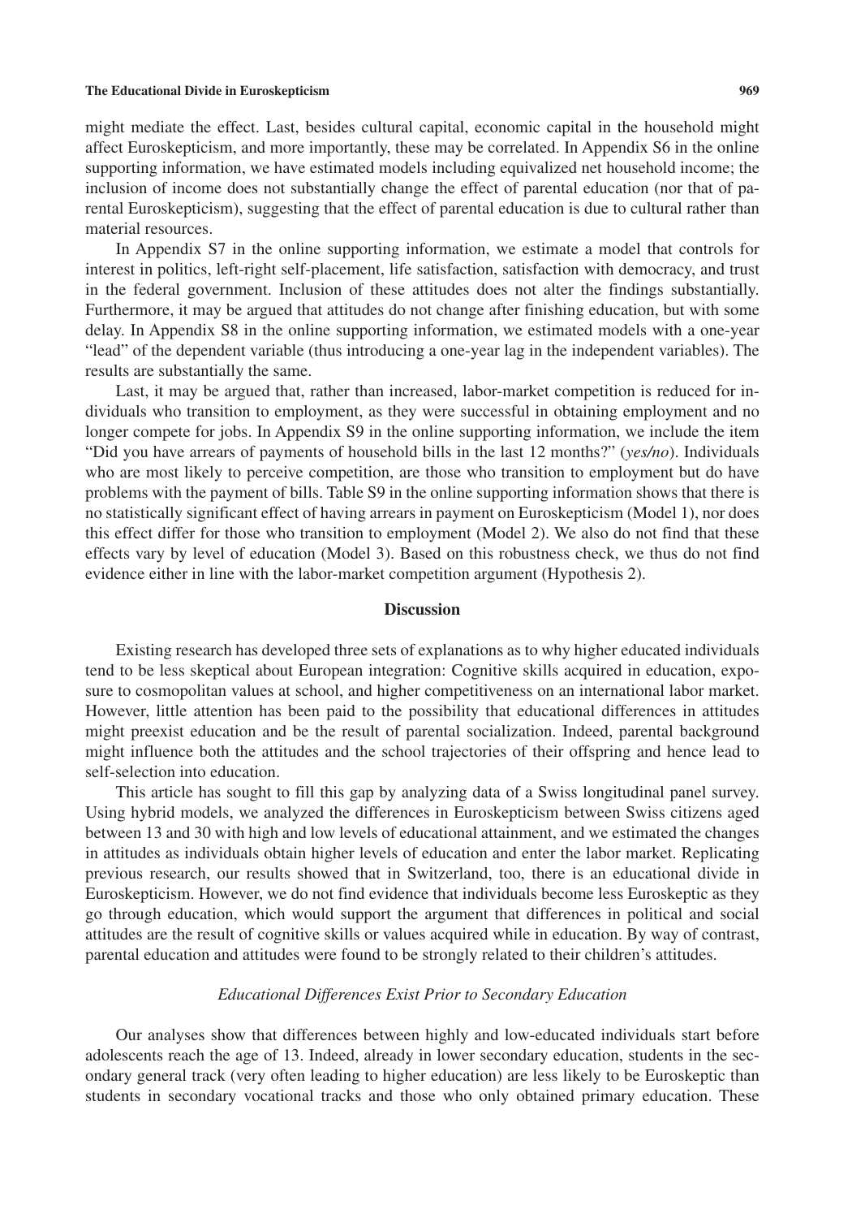might mediate the effect. Last, besides cultural capital, economic capital in the household might affect Euroskepticism, and more importantly, these may be correlated. In Appendix S6 in the online supporting information, we have estimated models including equivalized net household income; the inclusion of income does not substantially change the effect of parental education (nor that of parental Euroskepticism), suggesting that the effect of parental education is due to cultural rather than material resources.

In Appendix S7 in the online supporting information, we estimate a model that controls for interest in politics, left-right self-placement, life satisfaction, satisfaction with democracy, and trust in the federal government. Inclusion of these attitudes does not alter the findings substantially. Furthermore, it may be argued that attitudes do not change after finishing education, but with some delay. In Appendix S8 in the online supporting information, we estimated models with a one-year "lead" of the dependent variable (thus introducing a one-year lag in the independent variables). The results are substantially the same.

Last, it may be argued that, rather than increased, labor-market competition is reduced for individuals who transition to employment, as they were successful in obtaining employment and no longer compete for jobs. In Appendix S9 in the online supporting information, we include the item "Did you have arrears of payments of household bills in the last 12 months?" (*yes/no*). Individuals who are most likely to perceive competition, are those who transition to employment but do have problems with the payment of bills. Table S9 in the online supporting information shows that there is no statistically significant effect of having arrears in payment on Euroskepticism (Model 1), nor does this effect differ for those who transition to employment (Model 2). We also do not find that these effects vary by level of education (Model 3). Based on this robustness check, we thus do not find evidence either in line with the labor-market competition argument (Hypothesis 2).

## Discussion

Existing research has developed three sets of explanations as to why higher educated individuals tend to be less skeptical about European integration: Cognitive skills acquired in education, exposure to cosmopolitan values at school, and higher competitiveness on an international labor market. However, little attention has been paid to the possibility that educational differences in attitudes might preexist education and be the result of parental socialization. Indeed, parental background might influence both the attitudes and the school trajectories of their offspring and hence lead to self-selection into education.

This article has sought to fill this gap by analyzing data of a Swiss longitudinal panel survey. Using hybrid models, we analyzed the differences in Euroskepticism between Swiss citizens aged between 13 and 30 with high and low levels of educational attainment, and we estimated the changes in attitudes as individuals obtain higher levels of education and enter the labor market. Replicating previous research, our results showed that in Switzerland, too, there is an educational divide in Euroskepticism. However, we do not find evidence that individuals become less Euroskeptic as they go through education, which would support the argument that differences in political and social attitudes are the result of cognitive skills or values acquired while in education. By way of contrast, parental education and attitudes were found to be strongly related to their children's attitudes.

### *Educational Differences Exist Prior to Secondary Education*

Our analyses show that differences between highly and low-educated individuals start before adolescents reach the age of 13. Indeed, already in lower secondary education, students in the secondary general track (very often leading to higher education) are less likely to be Euroskeptic than students in secondary vocational tracks and those who only obtained primary education. These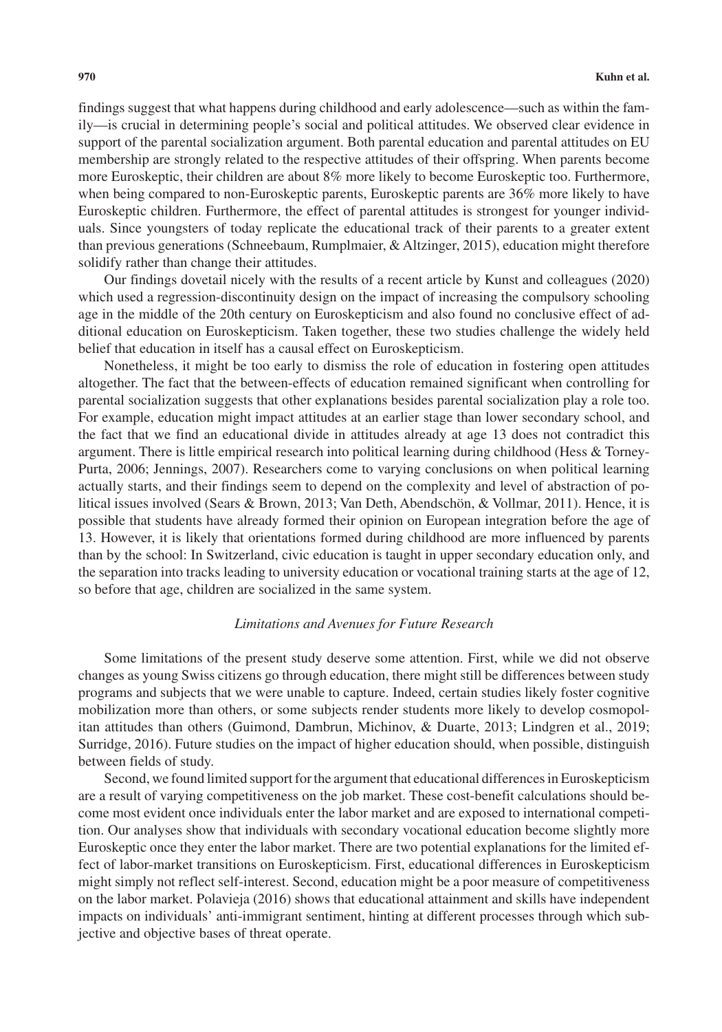findings suggest that what happens during childhood and early adolescence—such as within the family—is crucial in determining people's social and political attitudes. We observed clear evidence in support of the parental socialization argument. Both parental education and parental attitudes on EU membership are strongly related to the respective attitudes of their offspring. When parents become more Euroskeptic, their children are about 8% more likely to become Euroskeptic too. Furthermore, when being compared to non-Euroskeptic parents, Euroskeptic parents are 36% more likely to have Euroskeptic children. Furthermore, the effect of parental attitudes is strongest for younger individuals. Since youngsters of today replicate the educational track of their parents to a greater extent than previous generations (Schneebaum, Rumplmaier, & Altzinger, 2015), education might therefore solidify rather than change their attitudes.

Our findings dovetail nicely with the results of a recent article by Kunst and colleagues (2020) which used a regression-discontinuity design on the impact of increasing the compulsory schooling age in the middle of the 20th century on Euroskepticism and also found no conclusive effect of additional education on Euroskepticism. Taken together, these two studies challenge the widely held belief that education in itself has a causal effect on Euroskepticism.

Nonetheless, it might be too early to dismiss the role of education in fostering open attitudes altogether. The fact that the between-effects of education remained significant when controlling for parental socialization suggests that other explanations besides parental socialization play a role too. For example, education might impact attitudes at an earlier stage than lower secondary school, and the fact that we find an educational divide in attitudes already at age 13 does not contradict this argument. There is little empirical research into political learning during childhood (Hess & Torney-Purta, 2006; Jennings, 2007). Researchers come to varying conclusions on when political learning actually starts, and their findings seem to depend on the complexity and level of abstraction of political issues involved (Sears & Brown, 2013; Van Deth, Abendschön, & Vollmar, 2011). Hence, it is possible that students have already formed their opinion on European integration before the age of 13. However, it is likely that orientations formed during childhood are more influenced by parents than by the school: In Switzerland, civic education is taught in upper secondary education only, and the separation into tracks leading to university education or vocational training starts at the age of 12, so before that age, children are socialized in the same system.

### *Limitations and Avenues for Future Research*

Some limitations of the present study deserve some attention. First, while we did not observe changes as young Swiss citizens go through education, there might still be differences between study programs and subjects that we were unable to capture. Indeed, certain studies likely foster cognitive mobilization more than others, or some subjects render students more likely to develop cosmopolitan attitudes than others (Guimond, Dambrun, Michinov, & Duarte, 2013; Lindgren et al., 2019; Surridge, 2016). Future studies on the impact of higher education should, when possible, distinguish between fields of study.

Second, we found limited support for the argument that educational differences in Euroskepticism are a result of varying competitiveness on the job market. These cost-benefit calculations should become most evident once individuals enter the labor market and are exposed to international competition. Our analyses show that individuals with secondary vocational education become slightly more Euroskeptic once they enter the labor market. There are two potential explanations for the limited effect of labor-market transitions on Euroskepticism. First, educational differences in Euroskepticism might simply not reflect self-interest. Second, education might be a poor measure of competitiveness on the labor market. Polavieja (2016) shows that educational attainment and skills have independent impacts on individuals' anti-immigrant sentiment, hinting at different processes through which subjective and objective bases of threat operate.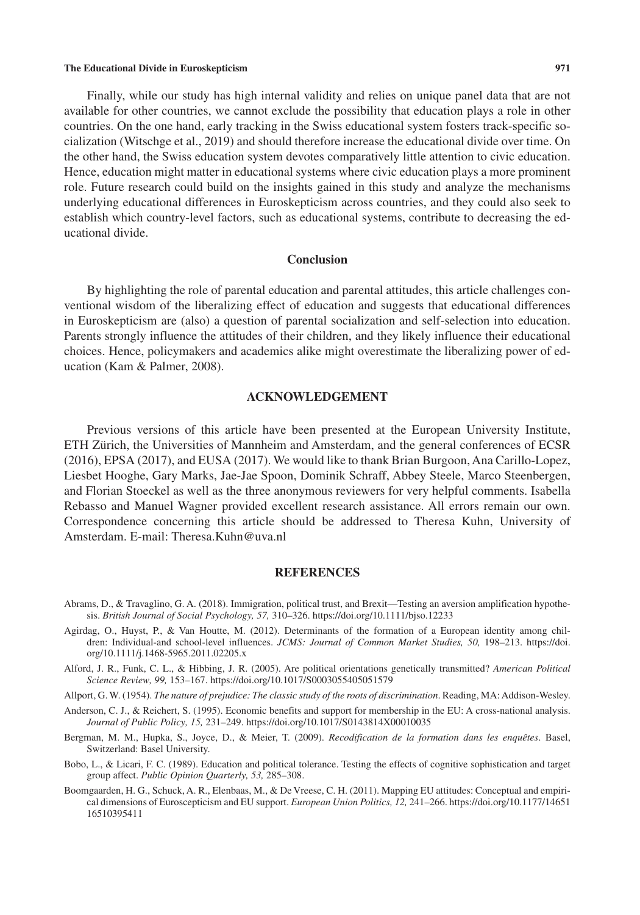Finally, while our study has high internal validity and relies on unique panel data that are not available for other countries, we cannot exclude the possibility that education plays a role in other countries. On the one hand, early tracking in the Swiss educational system fosters track-specific socialization (Witschge et al., 2019) and should therefore increase the educational divide over time. On the other hand, the Swiss education system devotes comparatively little attention to civic education. Hence, education might matter in educational systems where civic education plays a more prominent role. Future research could build on the insights gained in this study and analyze the mechanisms underlying educational differences in Euroskepticism across countries, and they could also seek to establish which country-level factors, such as educational systems, contribute to decreasing the educational divide.

## Conclusion

By highlighting the role of parental education and parental attitudes, this article challenges conventional wisdom of the liberalizing effect of education and suggests that educational differences in Euroskepticism are (also) a question of parental socialization and self-selection into education. Parents strongly influence the attitudes of their children, and they likely influence their educational choices. Hence, policymakers and academics alike might overestimate the liberalizing power of education (Kam & Palmer, 2008).

## ACKNOWLEDGEMENT

Previous versions of this article have been presented at the European University Institute, ETH Zürich, the Universities of Mannheim and Amsterdam, and the general conferences of ECSR (2016), EPSA (2017), and EUSA (2017). We would like to thank Brian Burgoon, Ana Carillo-Lopez, Liesbet Hooghe, Gary Marks, Jae-Jae Spoon, Dominik Schraff, Abbey Steele, Marco Steenbergen, and Florian Stoeckel as well as the three anonymous reviewers for very helpful comments. Isabella Rebasso and Manuel Wagner provided excellent research assistance. All errors remain our own. Correspondence concerning this article should be addressed to Theresa Kuhn, University of Amsterdam. E-mail: Theresa.Kuhn@uva.nl

## REFERENCES

Abrams, D., & Travaglino, G. A. (2018). Immigration, political trust, and Brexit—Testing an aversion amplification hypothesis. *British Journal of Social Psychology, 57,* 310–326. https://doi.org/10.1111/bjso.12233

Agirdag, O., Huyst, P., & Van Houtte, M. (2012). Determinants of the formation of a European identity among children: Individual-and school-level influences. *JCMS: Journal of Common Market Studies, 50,* 198–213. https://doi.org/10.1111/j.1468-5965.2011.02205.x

Alford, J. R., Funk, C. L., & Hibbing, J. R. (2005). Are political orientations genetically transmitted? *American Political Science Review, 99,* 153–167. https://doi.org/10.1017/S0003055405051579

Allport, G. W. (1954). *The nature of prejudice: The classic study of the roots of discrimination*. Reading, MA: Addison-Wesley.

Anderson, C. J., & Reichert, S. (1995). Economic benefits and support for membership in the EU: A cross-national analysis. *Journal of Public Policy, 15,* 231–249. https://doi.org/10.1017/S0143814X00010035

Bergman, M. M., Hupka, S., Joyce, D., & Meier, T. (2009). *Recodification de la formation dans les enquêtes*. Basel, Switzerland: Basel University.

Bobo, L., & Licari, F. C. (1989). Education and political tolerance. Testing the effects of cognitive sophistication and target group affect. *Public Opinion Quarterly, 53,* 285–308.

Boomgaarden, H. G., Schuck, A. R., Elenbaas, M., & De Vreese, C. H. (2011). Mapping EU attitudes: Conceptual and empirical dimensions of Euroscepticism and EU support. *European Union Politics, 12,* 241–266. https://doi.org/10.1177/1465116510395411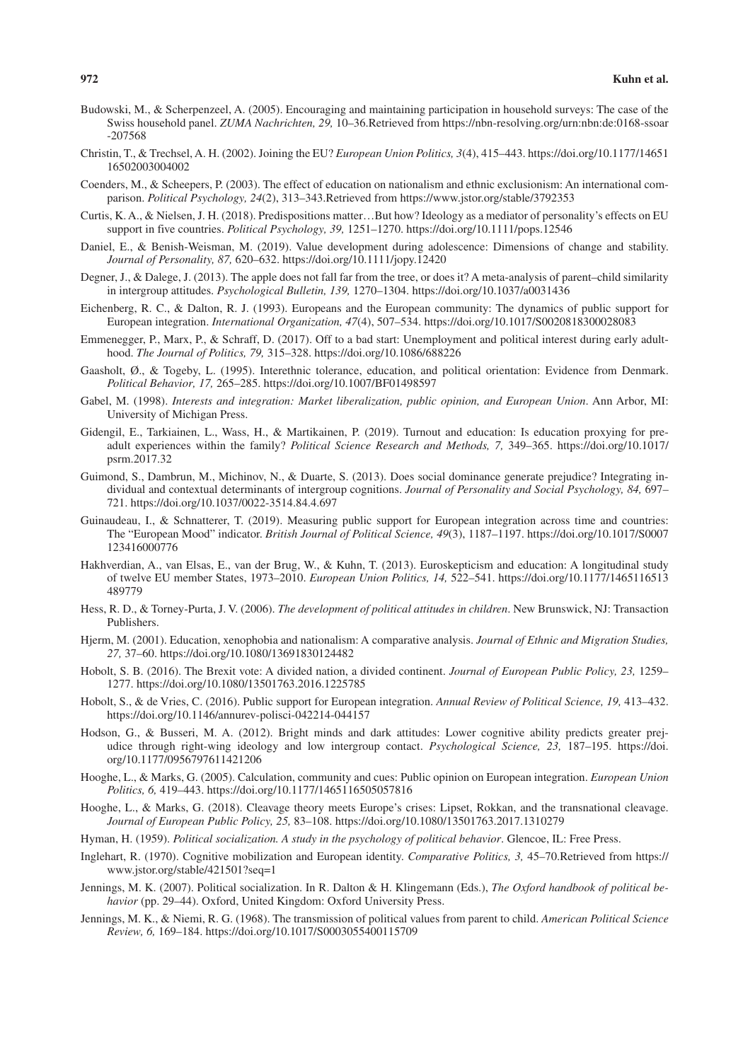Budowski, M., & Scherpenzeel, A. (2005). Encouraging and maintaining participation in household surveys: The case of the Swiss household panel. *ZUMA Nachrichten, 29,* 10–36.Retrieved from https://nbn-resolving.org/urn:nbn:de:0168-ssoar-207568

Christin, T., & Trechsel, A. H. (2002). Joining the EU? *European Union Politics, 3*(4), 415–443. https://doi.org/10.1177/1465116502003004002

Coenders, M., & Scheepers, P. (2003). The effect of education on nationalism and ethnic exclusionism: An international comparison. *Political Psychology, 24*(2), 313–343.Retrieved from https://www.jstor.org/stable/3792353

Curtis, K. A., & Nielsen, J. H. (2018). Predispositions matter…But how? Ideology as a mediator of personality's effects on EU support in five countries. *Political Psychology, 39,* 1251–1270. https://doi.org/10.1111/pops.12546

Daniel, E., & Benish-Weisman, M. (2019). Value development during adolescence: Dimensions of change and stability. *Journal of Personality, 87,* 620–632. https://doi.org/10.1111/jopy.12420

Degner, J., & Dalege, J. (2013). The apple does not fall far from the tree, or does it? A meta-analysis of parent–child similarity in intergroup attitudes. *Psychological Bulletin, 139,* 1270–1304. https://doi.org/10.1037/a0031436

Eichenberg, R. C., & Dalton, R. J. (1993). Europeans and the European community: The dynamics of public support for European integration. *International Organization, 47*(4), 507–534. https://doi.org/10.1017/S0020818300028083

Emmenegger, P., Marx, P., & Schraff, D. (2017). Off to a bad start: Unemployment and political interest during early adulthood. *The Journal of Politics, 79,* 315–328. https://doi.org/10.1086/688226

Gaasholt, Ø., & Togeby, L. (1995). Interethnic tolerance, education, and political orientation: Evidence from Denmark. *Political Behavior, 17,* 265–285. https://doi.org/10.1007/BF01498597

Gabel, M. (1998). *Interests and integration: Market liberalization, public opinion, and European Union*. Ann Arbor, MI: University of Michigan Press.

Gidengil, E., Tarkiainen, L., Wass, H., & Martikainen, P. (2019). Turnout and education: Is education proxying for pre-adult experiences within the family? *Political Science Research and Methods, 7,* 349–365. https://doi.org/10.1017/psrm.2017.32

Guimond, S., Dambrun, M., Michinov, N., & Duarte, S. (2013). Does social dominance generate prejudice? Integrating individual and contextual determinants of intergroup cognitions. *Journal of Personality and Social Psychology, 84,* 697–721. https://doi.org/10.1037/0022-3514.84.4.697

Guinaudeau, I., & Schnatterer, T. (2019). Measuring public support for European integration across time and countries: The "European Mood" indicator. *British Journal of Political Science, 49*(3), 1187–1197. https://doi.org/10.1017/S0007123416000776

Hakhverdian, A., van Elsas, E., van der Brug, W., & Kuhn, T. (2013). Euroskepticism and education: A longitudinal study of twelve EU member States, 1973–2010. *European Union Politics, 14,* 522–541. https://doi.org/10.1177/1465116513489779

Hess, R. D., & Torney-Purta, J. V. (2006). *The development of political attitudes in children*. New Brunswick, NJ: Transaction Publishers.

Hjerm, M. (2001). Education, xenophobia and nationalism: A comparative analysis. *Journal of Ethnic and Migration Studies, 27,* 37–60. https://doi.org/10.1080/13691830124482

Hobolt, S. B. (2016). The Brexit vote: A divided nation, a divided continent. *Journal of European Public Policy, 23,* 1259–1277. https://doi.org/10.1080/13501763.2016.1225785

Hobolt, S., & de Vries, C. (2016). Public support for European integration. *Annual Review of Political Science, 19,* 413–432. https://doi.org/10.1146/annurev-polisci-042214-044157

Hodson, G., & Busseri, M. A. (2012). Bright minds and dark attitudes: Lower cognitive ability predicts greater prejudice through right-wing ideology and low intergroup contact. *Psychological Science, 23,* 187–195. https://doi.org/10.1177/0956797611421206

Hooghe, L., & Marks, G. (2005). Calculation, community and cues: Public opinion on European integration. *European Union Politics, 6,* 419–443. https://doi.org/10.1177/1465116505057816

Hooghe, L., & Marks, G. (2018). Cleavage theory meets Europe's crises: Lipset, Rokkan, and the transnational cleavage. *Journal of European Public Policy, 25,* 83–108. https://doi.org/10.1080/13501763.2017.1310279

Hyman, H. (1959). *Political socialization. A study in the psychology of political behavior*. Glencoe, IL: Free Press.

Inglehart, R. (1970). Cognitive mobilization and European identity. *Comparative Politics, 3,* 45–70.Retrieved from https://www.jstor.org/stable/421501?seq=1

Jennings, M. K. (2007). Political socialization. In R. Dalton & H. Klingemann (Eds.), *The Oxford handbook of political behavior* (pp. 29–44). Oxford, United Kingdom: Oxford University Press.

Jennings, M. K., & Niemi, R. G. (1968). The transmission of political values from parent to child. *American Political Science Review, 6,* 169–184. https://doi.org/10.1017/S0003055400115709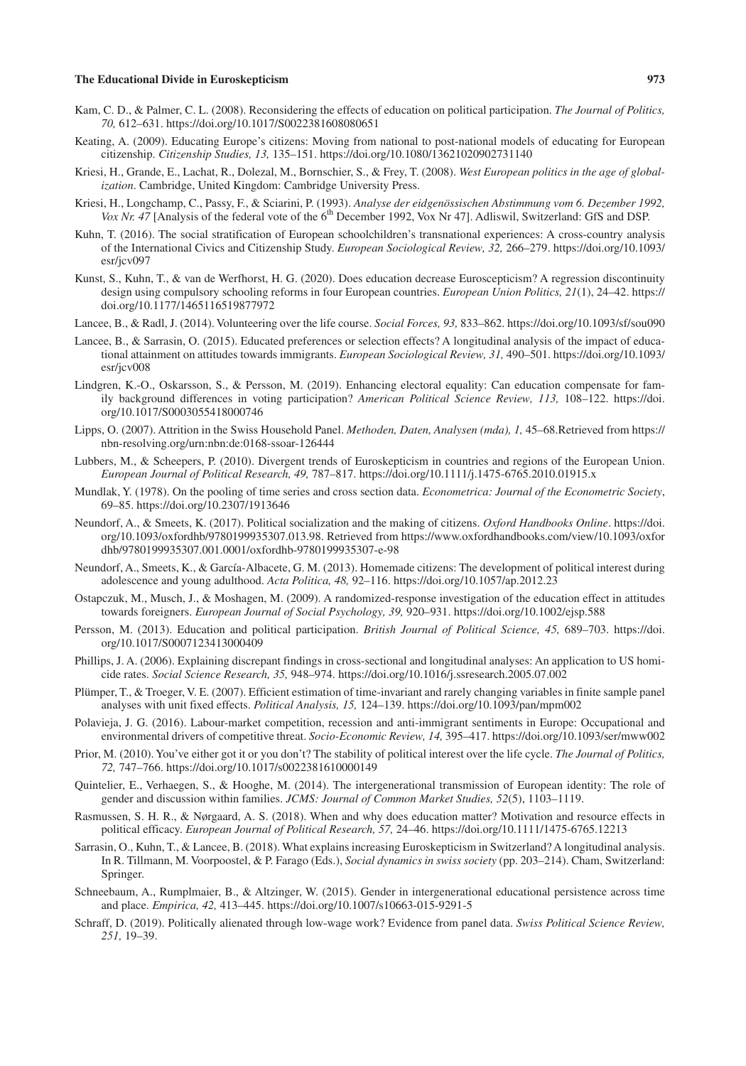Kam, C. D., & Palmer, C. L. (2008). Reconsidering the effects of education on political participation. *The Journal of Politics, 70,* 612–631. https://doi.org/10.1017/S0022381608080651

Keating, A. (2009). Educating Europe's citizens: Moving from national to post-national models of educating for European citizenship. *Citizenship Studies, 13,* 135–151. https://doi.org/10.1080/13621020902731140

Kriesi, H., Grande, E., Lachat, R., Dolezal, M., Bornschier, S., & Frey, T. (2008). *West European politics in the age of globalization*. Cambridge, United Kingdom: Cambridge University Press.

Kriesi, H., Longchamp, C., Passy, F., & Sciarini, P. (1993). *Analyse der eidgenössischen Abstimmung vom 6. Dezember 1992, Vox Nr. 47* [Analysis of the federal vote of the 6th December 1992, Vox Nr 47]. Adliswil, Switzerland: GfS and DSP.

Kuhn, T. (2016). The social stratification of European schoolchildren's transnational experiences: A cross-country analysis of the International Civics and Citizenship Study. *European Sociological Review, 32,* 266–279. https://doi.org/10.1093/esr/jcv097

Kunst, S., Kuhn, T., & van de Werfhorst, H. G. (2020). Does education decrease Euroscepticism? A regression discontinuity design using compulsory schooling reforms in four European countries. *European Union Politics, 21*(1), 24–42. https://doi.org/10.1177/1465116519877972

Lancee, B., & Radl, J. (2014). Volunteering over the life course. *Social Forces, 93,* 833–862. https://doi.org/10.1093/sf/sou090

Lancee, B., & Sarrasin, O. (2015). Educated preferences or selection effects? A longitudinal analysis of the impact of educational attainment on attitudes towards immigrants. *European Sociological Review, 31,* 490–501. https://doi.org/10.1093/esr/jcv008

Lindgren, K.-O., Oskarsson, S., & Persson, M. (2019). Enhancing electoral equality: Can education compensate for family background differences in voting participation? *American Political Science Review, 113,* 108–122. https://doi.org/10.1017/S0003055418000746

Lipps, O. (2007). Attrition in the Swiss Household Panel. *Methoden, Daten, Analysen (mda), 1,* 45–68.Retrieved from https://nbn-resolving.org/urn:nbn:de:0168-ssoar-126444

Lubbers, M., & Scheepers, P. (2010). Divergent trends of Euroskepticism in countries and regions of the European Union. *European Journal of Political Research, 49,* 787–817. https://doi.org/10.1111/j.1475-6765.2010.01915.x

Mundlak, Y. (1978). On the pooling of time series and cross section data. *Econometrica: Journal of the Econometric Society*, 69–85. https://doi.org/10.2307/1913646

Neundorf, A., & Smeets, K. (2017). Political socialization and the making of citizens. *Oxford Handbooks Online*. https://doi.org/10.1093/oxfordhb/9780199935307.013.98. Retrieved from https://www.oxfordhandbooks.com/view/10.1093/oxfordhb/9780199935307.001.0001/oxfordhb-9780199935307-e-98

Neundorf, A., Smeets, K., & García-Albacete, G. M. (2013). Homemade citizens: The development of political interest during adolescence and young adulthood. *Acta Politica, 48,* 92–116. https://doi.org/10.1057/ap.2012.23

Ostapczuk, M., Musch, J., & Moshagen, M. (2009). A randomized-response investigation of the education effect in attitudes towards foreigners. *European Journal of Social Psychology, 39,* 920–931. https://doi.org/10.1002/ejsp.588

Persson, M. (2013). Education and political participation. *British Journal of Political Science, 45,* 689–703. https://doi.org/10.1017/S0007123413000409

Phillips, J. A. (2006). Explaining discrepant findings in cross-sectional and longitudinal analyses: An application to US homicide rates. *Social Science Research, 35,* 948–974. https://doi.org/10.1016/j.ssresearch.2005.07.002

Plümper, T., & Troeger, V. E. (2007). Efficient estimation of time-invariant and rarely changing variables in finite sample panel analyses with unit fixed effects. *Political Analysis, 15,* 124–139. https://doi.org/10.1093/pan/mpm002

Polavieja, J. G. (2016). Labour-market competition, recession and anti-immigrant sentiments in Europe: Occupational and environmental drivers of competitive threat. *Socio-Economic Review, 14,* 395–417. https://doi.org/10.1093/ser/mww002

Prior, M. (2010). You've either got it or you don't? The stability of political interest over the life cycle. *The Journal of Politics, 72,* 747–766. https://doi.org/10.1017/s0022381610000149

Quintelier, E., Verhaegen, S., & Hooghe, M. (2014). The intergenerational transmission of European identity: The role of gender and discussion within families. *JCMS: Journal of Common Market Studies, 52*(5), 1103–1119.

Rasmussen, S. H. R., & Nørgaard, A. S. (2018). When and why does education matter? Motivation and resource effects in political efficacy. *European Journal of Political Research, 57,* 24–46. https://doi.org/10.1111/1475-6765.12213

Sarrasin, O., Kuhn, T., & Lancee, B. (2018). What explains increasing Euroskepticism in Switzerland? A longitudinal analysis. In R. Tillmann, M. Voorpoostel, & P. Farago (Eds.), *Social dynamics in swiss society* (pp. 203–214). Cham, Switzerland: Springer.

Schneebaum, A., Rumplmaier, B., & Altzinger, W. (2015). Gender in intergenerational educational persistence across time and place. *Empirica, 42,* 413–445. https://doi.org/10.1007/s10663-015-9291-5

Schraff, D. (2019). Politically alienated through low-wage work? Evidence from panel data. *Swiss Political Science Review, 251,* 19–39.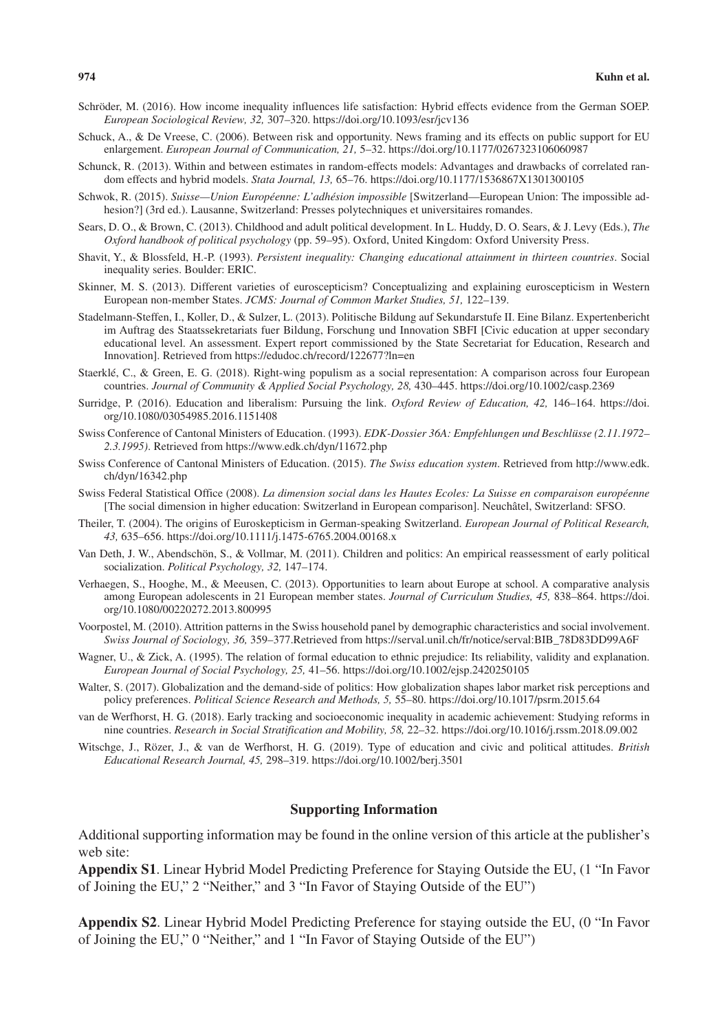Schröder, M. (2016). How income inequality influences life satisfaction: Hybrid effects evidence from the German SOEP. *European Sociological Review, 32,* 307–320. https://doi.org/10.1093/esr/jcv136

Schuck, A., & De Vreese, C. (2006). Between risk and opportunity. News framing and its effects on public support for EU enlargement. *European Journal of Communication, 21,* 5–32. https://doi.org/10.1177/0267323106060987

Schunck, R. (2013). Within and between estimates in random-effects models: Advantages and drawbacks of correlated random effects and hybrid models. *Stata Journal, 13,* 65–76. https://doi.org/10.1177/1536867X1301300105

Schwok, R. (2015). *Suisse—Union Européenne: L'adhésion impossible* [Switzerland—European Union: The impossible adhesion?] (3rd ed.). Lausanne, Switzerland: Presses polytechniques et universitaires romandes.

Sears, D. O., & Brown, C. (2013). Childhood and adult political development. In L. Huddy, D. O. Sears, & J. Levy (Eds.), *The Oxford handbook of political psychology* (pp. 59–95). Oxford, United Kingdom: Oxford University Press.

Shavit, Y., & Blossfeld, H.-P. (1993). *Persistent inequality: Changing educational attainment in thirteen countries*. Social inequality series. Boulder: ERIC.

Skinner, M. S. (2013). Different varieties of euroscepticism? Conceptualizing and explaining euroscepticism in Western European non-member States. *JCMS: Journal of Common Market Studies, 51,* 122–139.

Stadelmann-Steffen, I., Koller, D., & Sulzer, L. (2013). Politische Bildung auf Sekundarstufe II. Eine Bilanz. Expertenbericht im Auftrag des Staatssekretariats fuer Bildung, Forschung und Innovation SBFI [Civic education at upper secondary educational level. An assessment. Expert report commissioned by the State Secretariat for Education, Research and Innovation]. Retrieved from https://edudoc.ch/record/122677?ln=en

Staerklé, C., & Green, E. G. (2018). Right-wing populism as a social representation: A comparison across four European countries. *Journal of Community & Applied Social Psychology, 28,* 430–445. https://doi.org/10.1002/casp.2369

Surridge, P. (2016). Education and liberalism: Pursuing the link. *Oxford Review of Education, 42,* 146–164. https://doi.org/10.1080/03054985.2016.1151408

Swiss Conference of Cantonal Ministers of Education. (1993). *EDK-Dossier 36A: Empfehlungen und Beschlüsse (2.11.1972–2.3.1995)*. Retrieved from https://www.edk.ch/dyn/11672.php

Swiss Conference of Cantonal Ministers of Education. (2015). *The Swiss education system*. Retrieved from http://www.edk.ch/dyn/16342.php

Swiss Federal Statistical Office (2008). *La dimension social dans les Hautes Ecoles: La Suisse en comparaison européenne* [The social dimension in higher education: Switzerland in European comparison]. Neuchâtel, Switzerland: SFSO.

Theiler, T. (2004). The origins of Euroskepticism in German-speaking Switzerland. *European Journal of Political Research, 43,* 635–656. https://doi.org/10.1111/j.1475-6765.2004.00168.x

Van Deth, J. W., Abendschön, S., & Vollmar, M. (2011). Children and politics: An empirical reassessment of early political socialization. *Political Psychology, 32,* 147–174.

Verhaegen, S., Hooghe, M., & Meeusen, C. (2013). Opportunities to learn about Europe at school. A comparative analysis among European adolescents in 21 European member states. *Journal of Curriculum Studies, 45,* 838–864. https://doi.org/10.1080/00220272.2013.800995

Voorpostel, M. (2010). Attrition patterns in the Swiss household panel by demographic characteristics and social involvement. *Swiss Journal of Sociology, 36,* 359–377.Retrieved from https://serval.unil.ch/fr/notice/serval:BIB_78D83DD99A6F

Wagner, U., & Zick, A. (1995). The relation of formal education to ethnic prejudice: Its reliability, validity and explanation. *European Journal of Social Psychology, 25,* 41–56. https://doi.org/10.1002/ejsp.2420250105

Walter, S. (2017). Globalization and the demand-side of politics: How globalization shapes labor market risk perceptions and policy preferences. *Political Science Research and Methods, 5,* 55–80. https://doi.org/10.1017/psrm.2015.64

van de Werfhorst, H. G. (2018). Early tracking and socioeconomic inequality in academic achievement: Studying reforms in nine countries. *Research in Social Stratification and Mobility, 58,* 22–32. https://doi.org/10.1016/j.rssm.2018.09.002

Witschge, J., Rözer, J., & van de Werfhorst, H. G. (2019). Type of education and civic and political attitudes. *British Educational Research Journal, 45,* 298–319. https://doi.org/10.1002/berj.3501

## Supporting Information

Additional supporting information may be found in the online version of this article at the publisher's web site:

**Appendix S1**. Linear Hybrid Model Predicting Preference for Staying Outside the EU, (1 "In Favor of Joining the EU," 2 "Neither," and 3 "In Favor of Staying Outside of the EU")

**Appendix S2**. Linear Hybrid Model Predicting Preference for staying outside the EU, (0 "In Favor of Joining the EU," 0 "Neither," and 1 "In Favor of Staying Outside of the EU")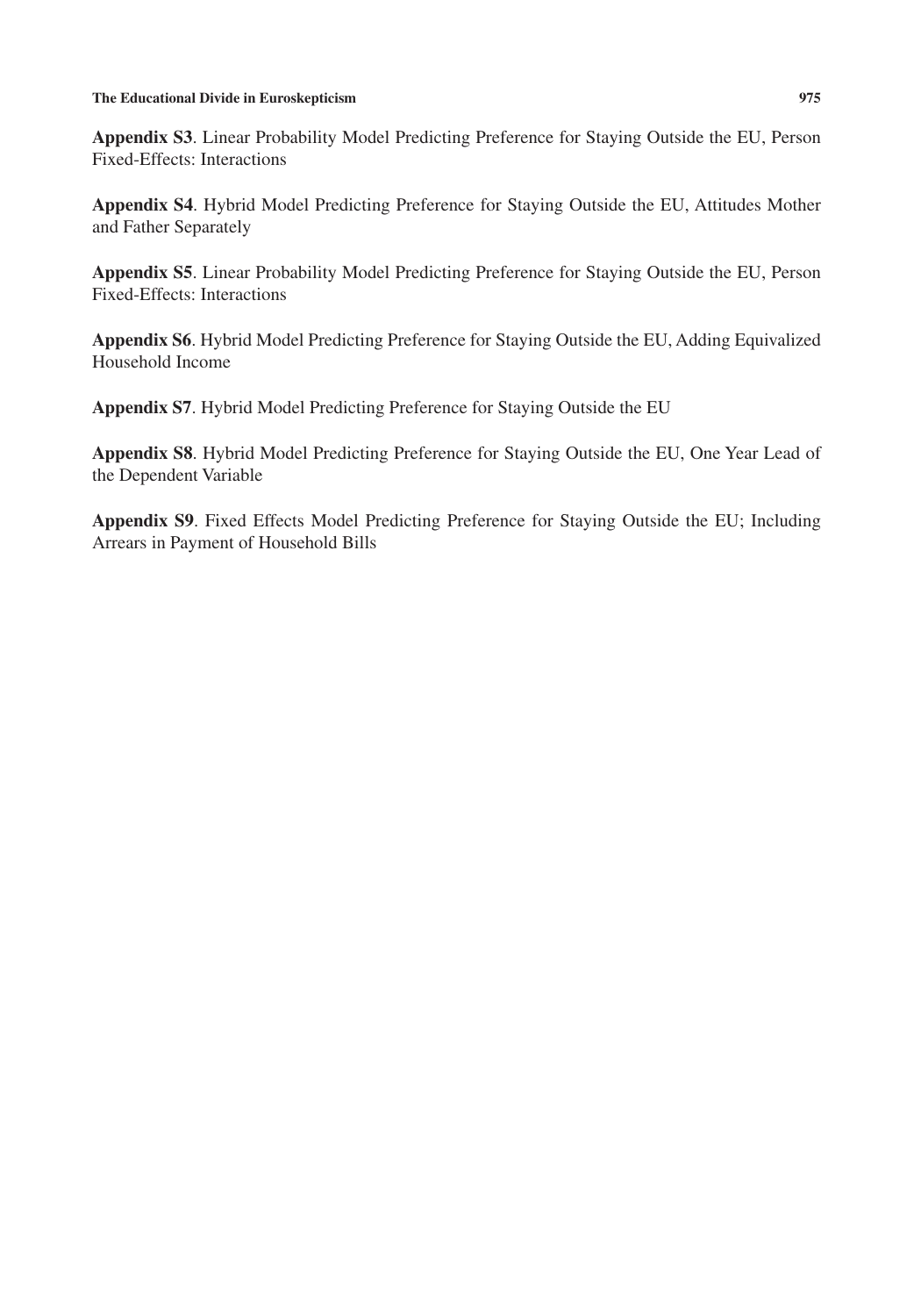**Appendix S3**. Linear Probability Model Predicting Preference for Staying Outside the EU, Person Fixed-Effects: Interactions

**Appendix S4**. Hybrid Model Predicting Preference for Staying Outside the EU, Attitudes Mother and Father Separately

**Appendix S5**. Linear Probability Model Predicting Preference for Staying Outside the EU, Person Fixed-Effects: Interactions

**Appendix S6**. Hybrid Model Predicting Preference for Staying Outside the EU, Adding Equivalized Household Income

**Appendix S7**. Hybrid Model Predicting Preference for Staying Outside the EU

**Appendix S8**. Hybrid Model Predicting Preference for Staying Outside the EU, One Year Lead of the Dependent Variable

**Appendix S9**. Fixed Effects Model Predicting Preference for Staying Outside the EU; Including Arrears in Payment of Household Bills